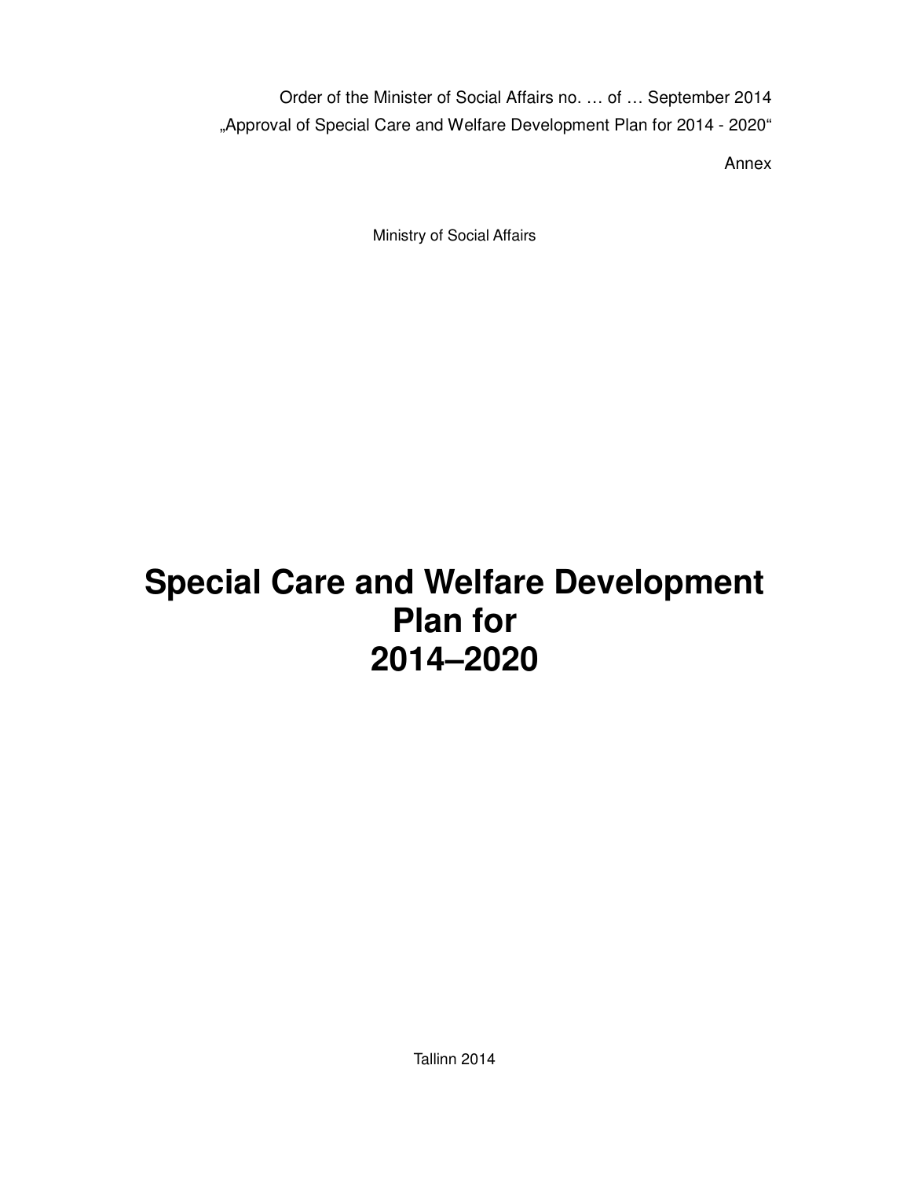Order of the Minister of Social Affairs no. … of … September 2014

„Approval of Special Care and Welfare Development Plan for 2014 - 2020“

Annex

Ministry of Social Affairs

# Special Care and Welfare Development Plan for 2014–2020

Tallinn 2014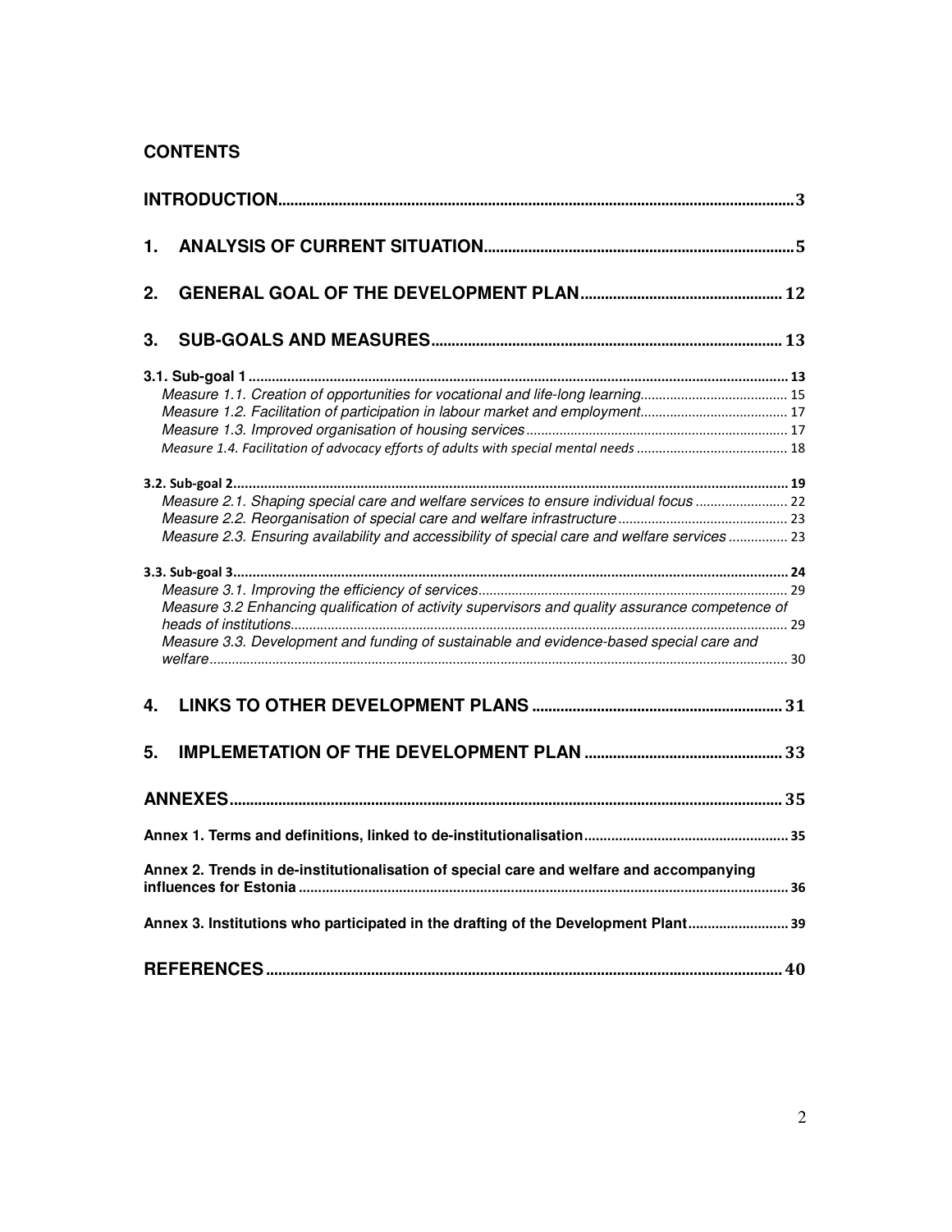# CONTENTS

INTRODUCTION ..... 3

1. ANALYSIS OF CURRENT SITUATION ..... 5

2. GENERAL GOAL OF THE DEVELOPMENT PLAN ..... 12

3. SUB-GOALS AND MEASURES ..... 13

3.1. Sub-goal 1 ..... 13

- *Measure 1.1. Creation of opportunities for vocational and life-long learning* ..... 15
- *Measure 1.2. Facilitation of participation in labour market and employment* ..... 17
- *Measure 1.3. Improved organisation of housing services* ..... 17
- *Measure 1.4. Facilitation of advocacy efforts of adults with special mental needs* ..... 18

3.2. Sub-goal 2 ..... 19

- *Measure 2.1. Shaping special care and welfare services to ensure individual focus* ..... 22
- *Measure 2.2. Reorganisation of special care and welfare infrastructure* ..... 23
- *Measure 2.3. Ensuring availability and accessibility of special care and welfare services* ..... 23

3.3. Sub-goal 3 ..... 24

- *Measure 3.1. Improving the efficiency of services* ..... 29
- *Measure 3.2 Enhancing qualification of activity supervisors and quality assurance competence of heads of institutions* ..... 29
- *Measure 3.3. Development and funding of sustainable and evidence-based special care and welfare* ..... 30

4. LINKS TO OTHER DEVELOPMENT PLANS ..... 31

5. IMPLEMETATION OF THE DEVELOPMENT PLAN ..... 33

ANNEXES ..... 35

Annex 1. Terms and definitions, linked to de-institutionalisation ..... 35

Annex 2. Trends in de-institutionalisation of special care and welfare and accompanying influences for Estonia ..... 36

Annex 3. Institutions who participated in the drafting of the Development Plant ..... 39

REFERENCES ..... 40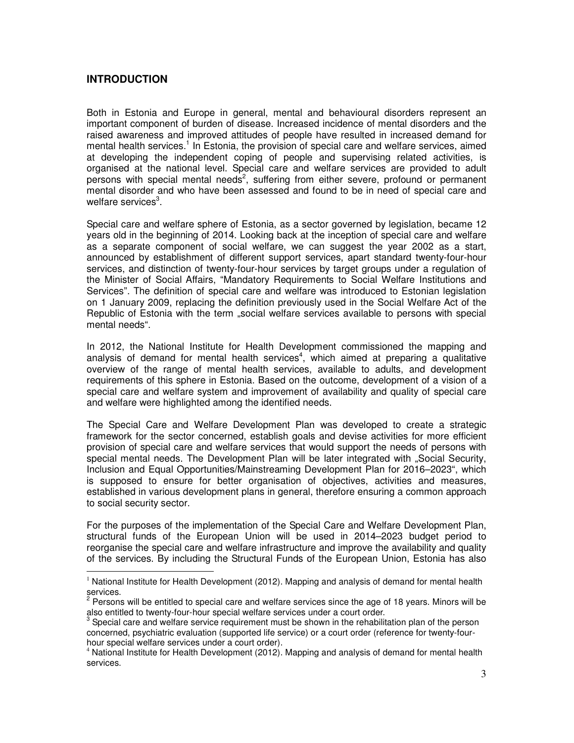## INTRODUCTION

Both in Estonia and Europe in general, mental and behavioural disorders represent an important component of burden of disease. Increased incidence of mental disorders and the raised awareness and improved attitudes of people have resulted in increased demand for mental health services.[1] In Estonia, the provision of special care and welfare services, aimed at developing the independent coping of people and supervising related activities, is organised at the national level. Special care and welfare services are provided to adult persons with special mental needs[2], suffering from either severe, profound or permanent mental disorder and who have been assessed and found to be in need of special care and welfare services[3].

Special care and welfare sphere of Estonia, as a sector governed by legislation, became 12 years old in the beginning of 2014. Looking back at the inception of special care and welfare as a separate component of social welfare, we can suggest the year 2002 as a start, announced by establishment of different support services, apart standard twenty-four-hour services, and distinction of twenty-four-hour services by target groups under a regulation of the Minister of Social Affairs, "Mandatory Requirements to Social Welfare Institutions and Services". The definition of special care and welfare was introduced to Estonian legislation on 1 January 2009, replacing the definition previously used in the Social Welfare Act of the Republic of Estonia with the term „social welfare services available to persons with special mental needs".

In 2012, the National Institute for Health Development commissioned the mapping and analysis of demand for mental health services[4], which aimed at preparing a qualitative overview of the range of mental health services, available to adults, and development requirements of this sphere in Estonia. Based on the outcome, development of a vision of a special care and welfare system and improvement of availability and quality of special care and welfare were highlighted among the identified needs.

The Special Care and Welfare Development Plan was developed to create a strategic framework for the sector concerned, establish goals and devise activities for more efficient provision of special care and welfare services that would support the needs of persons with special mental needs. The Development Plan will be later integrated with „Social Security, Inclusion and Equal Opportunities/Mainstreaming Development Plan for 2016–2023", which is supposed to ensure for better organisation of objectives, activities and measures, established in various development plans in general, therefore ensuring a common approach to social security sector.

For the purposes of the implementation of the Special Care and Welfare Development Plan, structural funds of the European Union will be used in 2014–2023 budget period to reorganise the special care and welfare infrastructure and improve the availability and quality of the services. By including the Structural Funds of the European Union, Estonia has also

---

[1] National Institute for Health Development (2012). Mapping and analysis of demand for mental health services.

[2] Persons will be entitled to special care and welfare services since the age of 18 years. Minors will be also entitled to twenty-four-hour special welfare services under a court order.

[3] Special care and welfare service requirement must be shown in the rehabilitation plan of the person concerned, psychiatric evaluation (supported life service) or a court order (reference for twenty-four-hour special welfare services under a court order).

[4] National Institute for Health Development (2012). Mapping and analysis of demand for mental health services.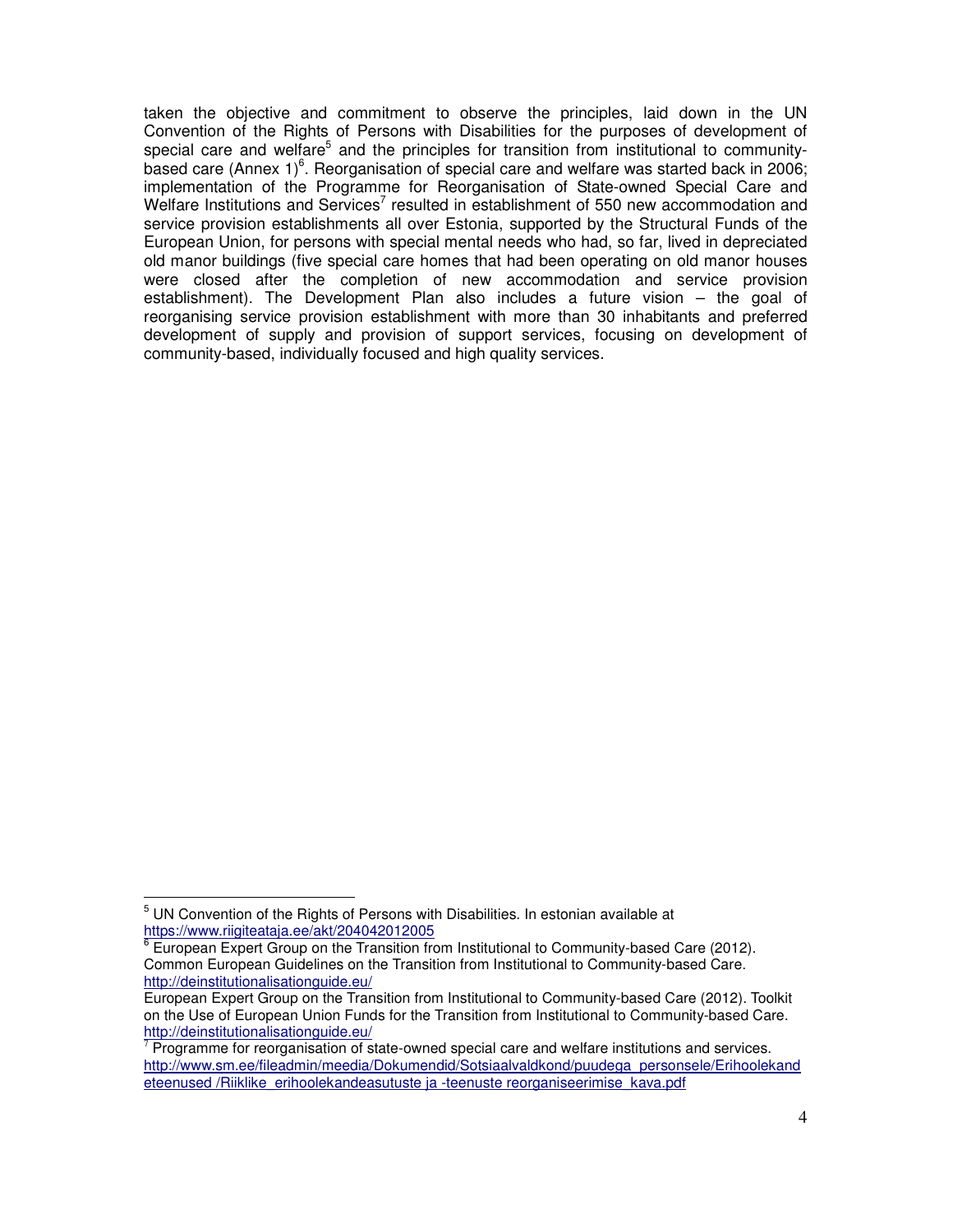taken the objective and commitment to observe the principles, laid down in the UN Convention of the Rights of Persons with Disabilities for the purposes of development of special care and welfare[5] and the principles for transition from institutional to community-based care (Annex 1)[6]. Reorganisation of special care and welfare was started back in 2006; implementation of the Programme for Reorganisation of State-owned Special Care and Welfare Institutions and Services[7] resulted in establishment of 550 new accommodation and service provision establishments all over Estonia, supported by the Structural Funds of the European Union, for persons with special mental needs who had, so far, lived in depreciated old manor buildings (five special care homes that had been operating on old manor houses were closed after the completion of new accommodation and service provision establishment). The Development Plan also includes a future vision – the goal of reorganising service provision establishment with more than 30 inhabitants and preferred development of supply and provision of support services, focusing on development of community-based, individually focused and high quality services.

---

[5] UN Convention of the Rights of Persons with Disabilities. In estonian available at https://www.riigiteataja.ee/akt/204042012005

[6] European Expert Group on the Transition from Institutional to Community-based Care (2012). Common European Guidelines on the Transition from Institutional to Community-based Care. http://deinstitutionalisationguide.eu/

European Expert Group on the Transition from Institutional to Community-based Care (2012). Toolkit on the Use of European Union Funds for the Transition from Institutional to Community-based Care. http://deinstitutionalisationguide.eu/

[7] Programme for reorganisation of state-owned special care and welfare institutions and services. http://www.sm.ee/fileadmin/meedia/Dokumendid/Sotsiaalvaldkond/puudega_personsele/Erihoolekandeteenused /Riiklike_erihoolekandeasutuste ja -teenuste reorganiseerimise_kava.pdf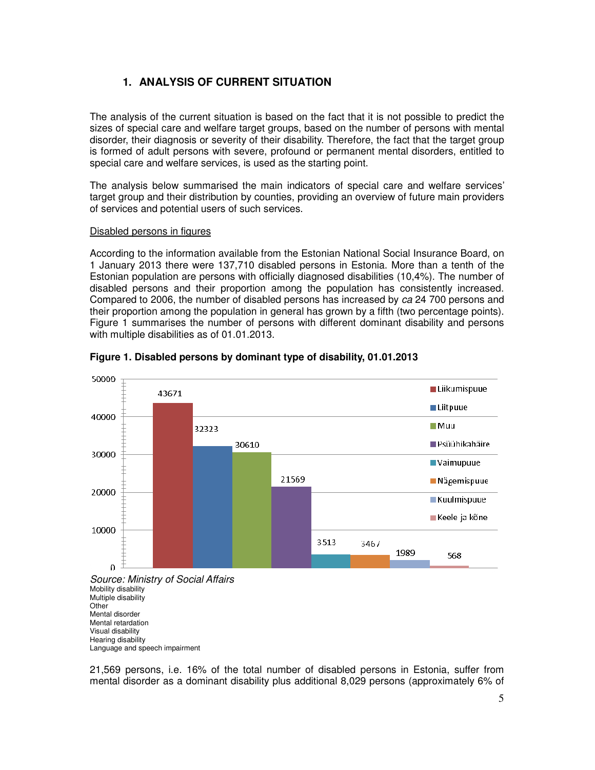## 1. ANALYSIS OF CURRENT SITUATION

The analysis of the current situation is based on the fact that it is not possible to predict the sizes of special care and welfare target groups, based on the number of persons with mental disorder, their diagnosis or severity of their disability. Therefore, the fact that the target group is formed of adult persons with severe, profound or permanent mental disorders, entitled to special care and welfare services, is used as the starting point.

The analysis below summarised the main indicators of special care and welfare services' target group and their distribution by counties, providing an overview of future main providers of services and potential users of such services.

Disabled persons in figures

According to the information available from the Estonian National Social Insurance Board, on 1 January 2013 there were 137,710 disabled persons in Estonia. More than a tenth of the Estonian population are persons with officially diagnosed disabilities (10,4%). The number of disabled persons and their proportion among the population has consistently increased. Compared to 2006, the number of disabled persons has increased by *ca* 24 700 persons and their proportion among the population in general has grown by a fifth (two percentage points). Figure 1 summarises the number of persons with different dominant disability and persons with multiple disabilities as of 01.01.2013.

**Figure 1. Disabled persons by dominant type of disability, 01.01.2013**

| Type | Number |
|---|---|
| Liikumispuue | 43671 |
| Liitpuue | 32323 |
| Muu | 30610 |
| Psüühikahäire | 21569 |
| Vaimupuue | 3513 |
| Nägemispuue | 3467 |
| Kuulmispuue | 1989 |
| Keele ja kõne | 568 |

*Source: Ministry of Social Affairs*

Mobility disability
Multiple disability
Other
Mental disorder
Mental retardation
Visual disability
Hearing disability
Language and speech impairment

21,569 persons, i.e. 16% of the total number of disabled persons in Estonia, suffer from mental disorder as a dominant disability plus additional 8,029 persons (approximately 6% of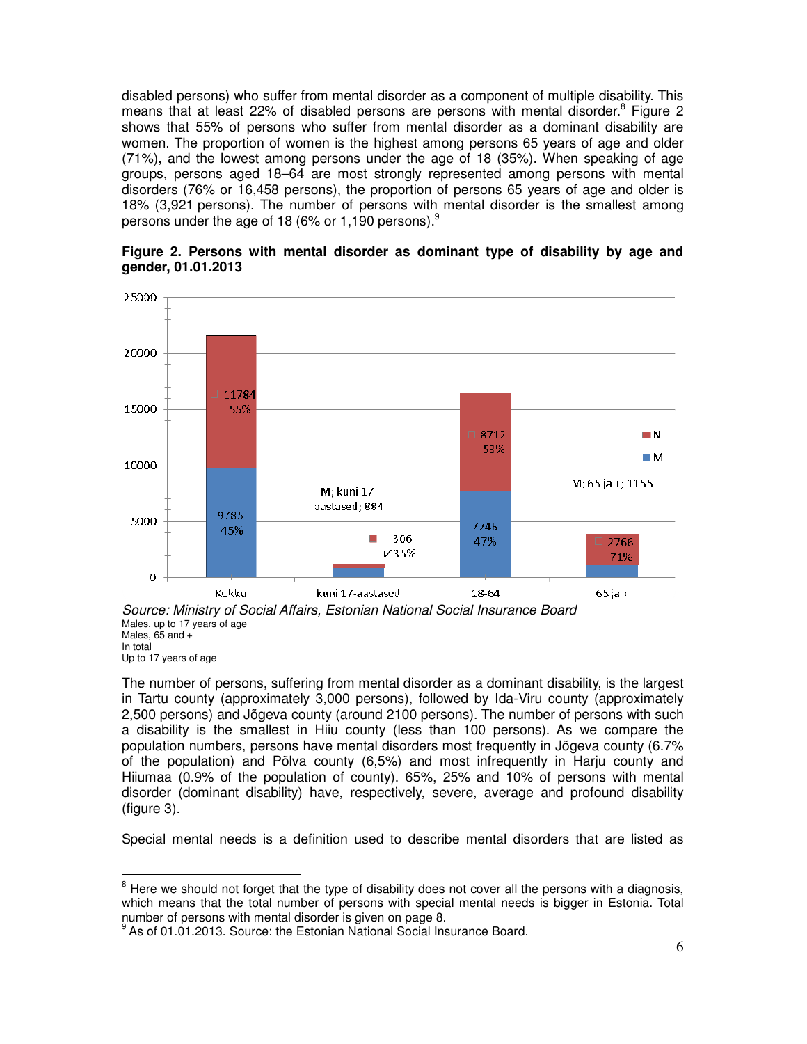disabled persons) who suffer from mental disorder as a component of multiple disability. This means that at least 22% of disabled persons are persons with mental disorder.[8] Figure 2 shows that 55% of persons who suffer from mental disorder as a dominant disability are women. The proportion of women is the highest among persons 65 years of age and older (71%), and the lowest among persons under the age of 18 (35%). When speaking of age groups, persons aged 18–64 are most strongly represented among persons with mental disorders (76% or 16,458 persons), the proportion of persons 65 years of age and older is 18% (3,921 persons). The number of persons with mental disorder is the smallest among persons under the age of 18 (6% or 1,190 persons).[9]

**Figure 2. Persons with mental disorder as dominant type of disability by age and gender, 01.01.2013**

| | Kokku | kuni 17-aastased | 18-64 | 65 ja + |
|---|---|---|---|---|
| M | 9785 (45%) | 884 | 7746 (47%) | 1155 |
| N | 11784 (55%) | 306 (35%) | 8712 (53%) | 2766 (71%) |

*Source: Ministry of Social Affairs, Estonian National Social Insurance Board*

Males, up to 17 years of age
Males, 65 and +
In total
Up to 17 years of age

The number of persons, suffering from mental disorder as a dominant disability, is the largest in Tartu county (approximately 3,000 persons), followed by Ida-Viru county (approximately 2,500 persons) and Jõgeva county (around 2100 persons). The number of persons with such a disability is the smallest in Hiiu county (less than 100 persons). As we compare the population numbers, persons have mental disorders most frequently in Jõgeva county (6.7% of the population) and Põlva county (6,5%) and most infrequently in Harju county and Hiiumaa (0.9% of the population of county). 65%, 25% and 10% of persons with mental disorder (dominant disability) have, respectively, severe, average and profound disability (figure 3).

Special mental needs is a definition used to describe mental disorders that are listed as

---

[8] Here we should not forget that the type of disability does not cover all the persons with a diagnosis, which means that the total number of persons with special mental needs is bigger in Estonia. Total number of persons with mental disorder is given on page 8.

[9] As of 01.01.2013. Source: the Estonian National Social Insurance Board.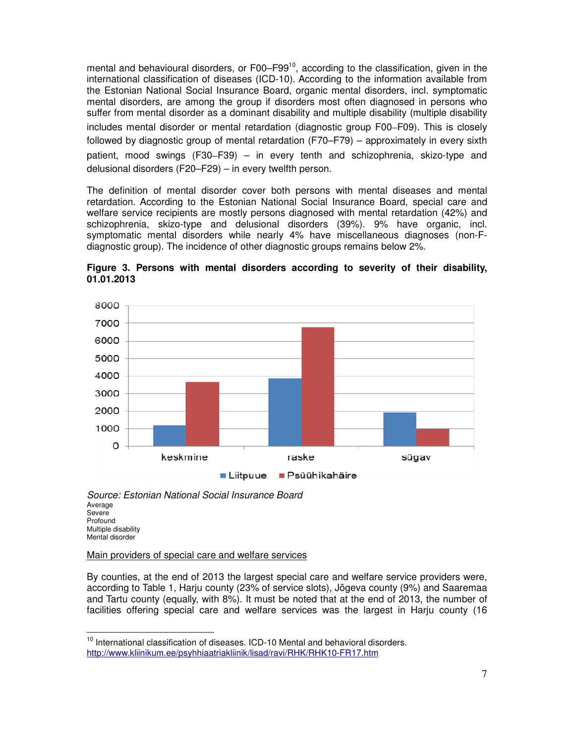mental and behavioural disorders, or F00–F99[10], according to the classification, given in the international classification of diseases (ICD-10). According to the information available from the Estonian National Social Insurance Board, organic mental disorders, incl. symptomatic mental disorders, are among the group if disorders most often diagnosed in persons who suffer from mental disorder as a dominant disability and multiple disability (multiple disability includes mental disorder or mental retardation (diagnostic group F00–F09). This is closely followed by diagnostic group of mental retardation (F70–F79) – approximately in every sixth patient, mood swings (F30–F39) – in every tenth and schizophrenia, skizo-type and delusional disorders (F20–F29) – in every twelfth person.

The definition of mental disorder cover both persons with mental diseases and mental retardation. According to the Estonian National Social Insurance Board, special care and welfare service recipients are mostly persons diagnosed with mental retardation (42%) and schizophrenia, skizo-type and delusional disorders (39%). 9% have organic, incl. symptomatic mental disorders while nearly 4% have miscellaneous diagnoses (non-F-diagnostic group). The incidence of other diagnostic groups remains below 2%.

**Figure 3. Persons with mental disorders according to severity of their disability, 01.01.2013**

| | Liitpuue | Psüühikahäire |
|---|---|---|
| keskmine | ~1200 | ~3700 |
| raske | ~3900 | ~6800 |
| sügav | ~1900 | ~1000 |

*Source: Estonian National Social Insurance Board*

Average
Severe
Profound
Multiple disability
Mental disorder

<u>Main providers of special care and welfare services</u>

By counties, at the end of 2013 the largest special care and welfare service providers were, according to Table 1, Harju county (23% of service slots), Jõgeva county (9%) and Saaremaa and Tartu county (equally, with 8%). It must be noted that at the end of 2013, the number of facilities offering special care and welfare services was the largest in Harju county (16

[10] International classification of diseases. ICD-10 Mental and behavioral disorders. http://www.kliinikum.ee/psyhhiaatriakliinik/lisad/ravi/RHK/RHK10-FR17.htm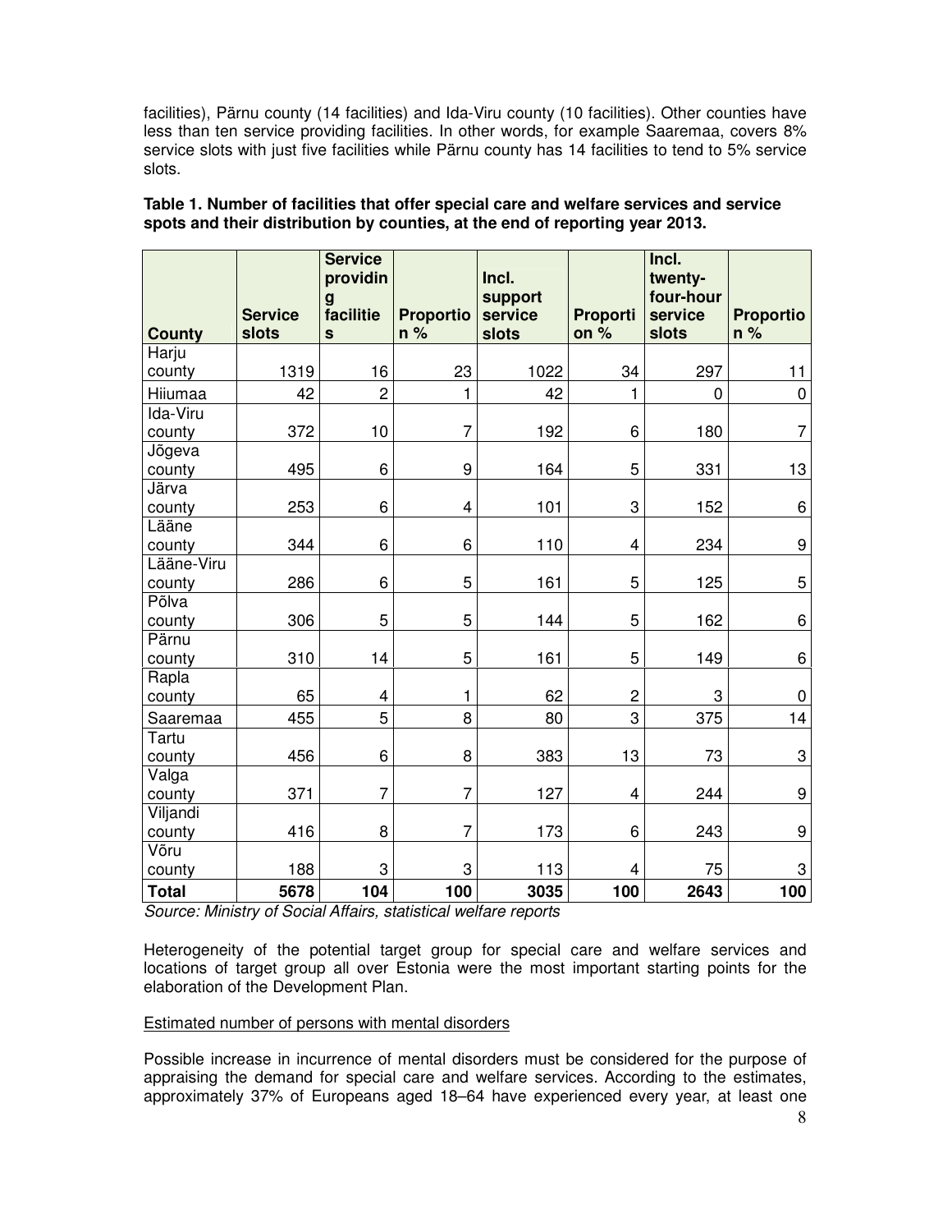facilities), Pärnu county (14 facilities) and Ida-Viru county (10 facilities). Other counties have less than ten service providing facilities. In other words, for example Saaremaa, covers 8% service slots with just five facilities while Pärnu county has 14 facilities to tend to 5% service slots.

**Table 1. Number of facilities that offer special care and welfare services and service spots and their distribution by counties, at the end of reporting year 2013.**

| County | Service slots | Service providing facilities | Proportion % | Incl. support service slots | Proportion % | Incl. twenty-four-hour service slots | Proportion % |
|---|---|---|---|---|---|---|---|
| Harju county | 1319 | 16 | 23 | 1022 | 34 | 297 | 11 |
| Hiiumaa | 42 | 2 | 1 | 42 | 1 | 0 | 0 |
| Ida-Viru county | 372 | 10 | 7 | 192 | 6 | 180 | 7 |
| Jõgeva county | 495 | 6 | 9 | 164 | 5 | 331 | 13 |
| Järva county | 253 | 6 | 4 | 101 | 3 | 152 | 6 |
| Lääne county | 344 | 6 | 6 | 110 | 4 | 234 | 9 |
| Lääne-Viru county | 286 | 6 | 5 | 161 | 5 | 125 | 5 |
| Põlva county | 306 | 5 | 5 | 144 | 5 | 162 | 6 |
| Pärnu county | 310 | 14 | 5 | 161 | 5 | 149 | 6 |
| Rapla county | 65 | 4 | 1 | 62 | 2 | 3 | 0 |
| Saaremaa | 455 | 5 | 8 | 80 | 3 | 375 | 14 |
| Tartu county | 456 | 6 | 8 | 383 | 13 | 73 | 3 |
| Valga county | 371 | 7 | 7 | 127 | 4 | 244 | 9 |
| Viljandi county | 416 | 8 | 7 | 173 | 6 | 243 | 9 |
| Võru county | 188 | 3 | 3 | 113 | 4 | 75 | 3 |
| **Total** | **5678** | **104** | **100** | **3035** | **100** | **2643** | **100** |

*Source: Ministry of Social Affairs, statistical welfare reports*

Heterogeneity of the potential target group for special care and welfare services and locations of target group all over Estonia were the most important starting points for the elaboration of the Development Plan.

<u>Estimated number of persons with mental disorders</u>

Possible increase in incurrence of mental disorders must be considered for the purpose of appraising the demand for special care and welfare services. According to the estimates, approximately 37% of Europeans aged 18–64 have experienced every year, at least one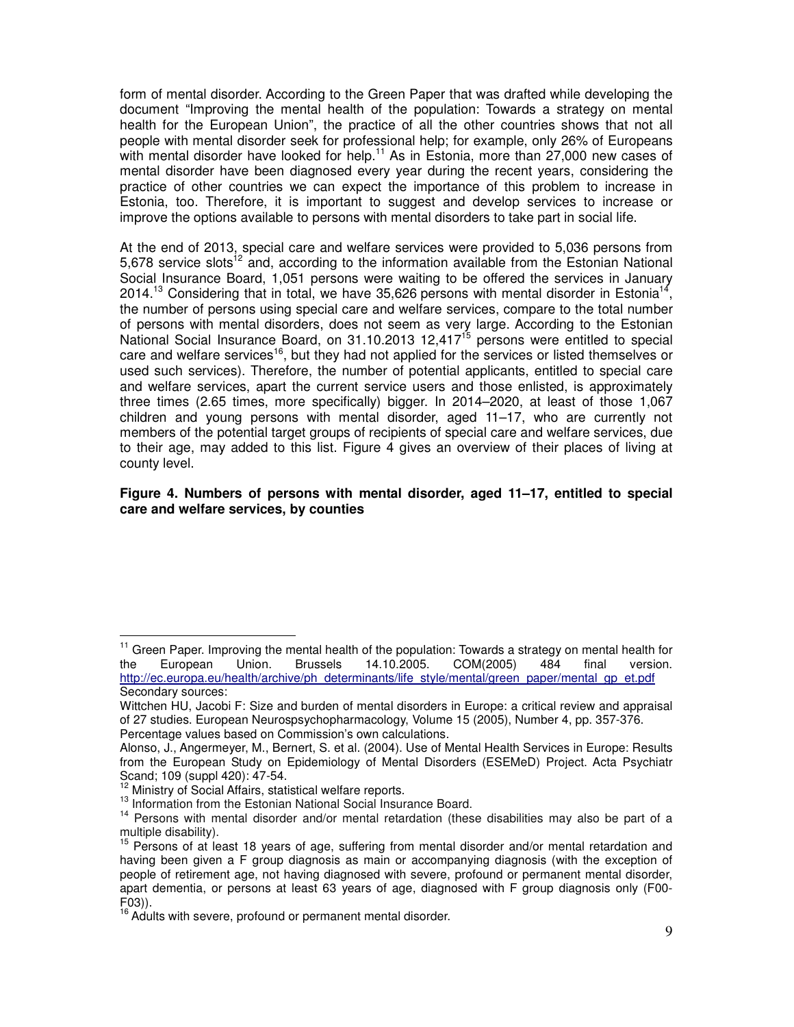form of mental disorder. According to the Green Paper that was drafted while developing the document "Improving the mental health of the population: Towards a strategy on mental health for the European Union", the practice of all the other countries shows that not all people with mental disorder seek for professional help; for example, only 26% of Europeans with mental disorder have looked for help.[11] As in Estonia, more than 27,000 new cases of mental disorder have been diagnosed every year during the recent years, considering the practice of other countries we can expect the importance of this problem to increase in Estonia, too. Therefore, it is important to suggest and develop services to increase or improve the options available to persons with mental disorders to take part in social life.

At the end of 2013, special care and welfare services were provided to 5,036 persons from 5,678 service slots[12] and, according to the information available from the Estonian National Social Insurance Board, 1,051 persons were waiting to be offered the services in January 2014.[13] Considering that in total, we have 35,626 persons with mental disorder in Estonia[14], the number of persons using special care and welfare services, compare to the total number of persons with mental disorders, does not seem as very large. According to the Estonian National Social Insurance Board, on 31.10.2013 12,417[15] persons were entitled to special care and welfare services[16], but they had not applied for the services or listed themselves or used such services). Therefore, the number of potential applicants, entitled to special care and welfare services, apart the current service users and those enlisted, is approximately three times (2.65 times, more specifically) bigger. In 2014–2020, at least of those 1,067 children and young persons with mental disorder, aged 11–17, who are currently not members of the potential target groups of recipients of special care and welfare services, due to their age, may added to this list. Figure 4 gives an overview of their places of living at county level.

**Figure 4. Numbers of persons with mental disorder, aged 11–17, entitled to special care and welfare services, by counties**

---

[11] Green Paper. Improving the mental health of the population: Towards a strategy on mental health for the European Union. Brussels 14.10.2005. COM(2005) 484 final version. http://ec.europa.eu/health/archive/ph_determinants/life_style/mental/green_paper/mental_gp_et.pdf
Secondary sources:
Wittchen HU, Jacobi F: Size and burden of mental disorders in Europe: a critical review and appraisal of 27 studies. European Neurospsychopharmacology, Volume 15 (2005), Number 4, pp. 357-376.
Percentage values based on Commission's own calculations.
Alonso, J., Angermeyer, M., Bernert, S. et al. (2004). Use of Mental Health Services in Europe: Results from the European Study on Epidemiology of Mental Disorders (ESEMeD) Project. Acta Psychiatr Scand; 109 (suppl 420): 47-54.

[12] Ministry of Social Affairs, statistical welfare reports.

[13] Information from the Estonian National Social Insurance Board.

[14] Persons with mental disorder and/or mental retardation (these disabilities may also be part of a multiple disability).

[15] Persons of at least 18 years of age, suffering from mental disorder and/or mental retardation and having been given a F group diagnosis as main or accompanying diagnosis (with the exception of people of retirement age, not having diagnosed with severe, profound or permanent mental disorder, apart dementia, or persons at least 63 years of age, diagnosed with F group diagnosis only (F00-F03)).

[16] Adults with severe, profound or permanent mental disorder.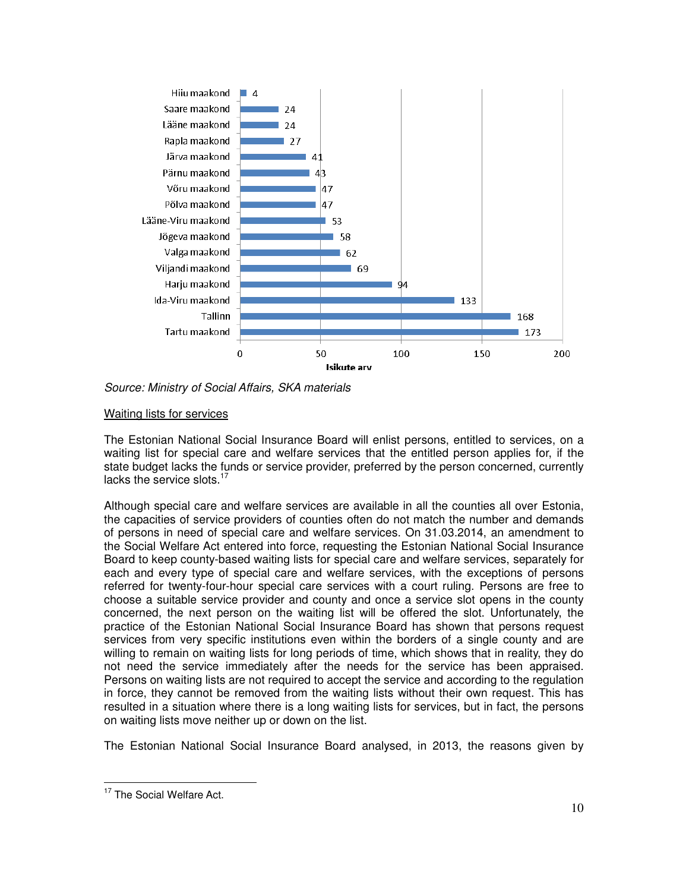| Maakond | Isikute arv |
| --- | --- |
| Hiiu maakond | 4 |
| Saare maakond | 24 |
| Lääne maakond | 24 |
| Rapla maakond | 27 |
| Järva maakond | 41 |
| Pärnu maakond | 43 |
| Võru maakond | 47 |
| Põlva maakond | 47 |
| Lääne-Viru maakond | 53 |
| Jõgeva maakond | 58 |
| Valga maakond | 62 |
| Viljandi maakond | 69 |
| Harju maakond | 94 |
| Ida-Viru maakond | 133 |
| Tallinn | 168 |
| Tartu maakond | 173 |

*Source: Ministry of Social Affairs, SKA materials*

<u>Waiting lists for services</u>

The Estonian National Social Insurance Board will enlist persons, entitled to services, on a waiting list for special care and welfare services that the entitled person applies for, if the state budget lacks the funds or service provider, preferred by the person concerned, currently lacks the service slots.[17]

Although special care and welfare services are available in all the counties all over Estonia, the capacities of service providers of counties often do not match the number and demands of persons in need of special care and welfare services. On 31.03.2014, an amendment to the Social Welfare Act entered into force, requesting the Estonian National Social Insurance Board to keep county-based waiting lists for special care and welfare services, separately for each and every type of special care and welfare services, with the exceptions of persons referred for twenty-four-hour special care services with a court ruling. Persons are free to choose a suitable service provider and county and once a service slot opens in the county concerned, the next person on the waiting list will be offered the slot. Unfortunately, the practice of the Estonian National Social Insurance Board has shown that persons request services from very specific institutions even within the borders of a single county and are willing to remain on waiting lists for long periods of time, which shows that in reality, they do not need the service immediately after the needs for the service has been appraised. Persons on waiting lists are not required to accept the service and according to the regulation in force, they cannot be removed from the waiting lists without their own request. This has resulted in a situation where there is a long waiting lists for services, but in fact, the persons on waiting lists move neither up or down on the list.

The Estonian National Social Insurance Board analysed, in 2013, the reasons given by

---

[17] The Social Welfare Act.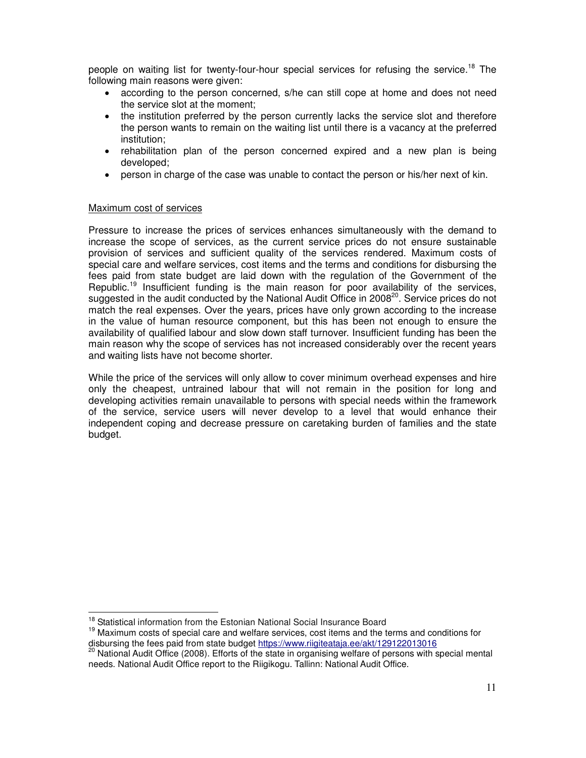people on waiting list for twenty-four-hour special services for refusing the service.[18] The following main reasons were given:

- according to the person concerned, s/he can still cope at home and does not need the service slot at the moment;
- the institution preferred by the person currently lacks the service slot and therefore the person wants to remain on the waiting list until there is a vacancy at the preferred institution;
- rehabilitation plan of the person concerned expired and a new plan is being developed;
- person in charge of the case was unable to contact the person or his/her next of kin.

Maximum cost of services

Pressure to increase the prices of services enhances simultaneously with the demand to increase the scope of services, as the current service prices do not ensure sustainable provision of services and sufficient quality of the services rendered. Maximum costs of special care and welfare services, cost items and the terms and conditions for disbursing the fees paid from state budget are laid down with the regulation of the Government of the Republic.[19] Insufficient funding is the main reason for poor availability of the services, suggested in the audit conducted by the National Audit Office in 2008[20]. Service prices do not match the real expenses. Over the years, prices have only grown according to the increase in the value of human resource component, but this has been not enough to ensure the availability of qualified labour and slow down staff turnover. Insufficient funding has been the main reason why the scope of services has not increased considerably over the recent years and waiting lists have not become shorter.

While the price of the services will only allow to cover minimum overhead expenses and hire only the cheapest, untrained labour that will not remain in the position for long and developing activities remain unavailable to persons with special needs within the framework of the service, service users will never develop to a level that would enhance their independent coping and decrease pressure on caretaking burden of families and the state budget.

---

[18] Statistical information from the Estonian National Social Insurance Board

[19] Maximum costs of special care and welfare services, cost items and the terms and conditions for disbursing the fees paid from state budget https://www.riigiteataja.ee/akt/129122013016

[20] National Audit Office (2008). Efforts of the state in organising welfare of persons with special mental needs. National Audit Office report to the Riigikogu. Tallinn: National Audit Office.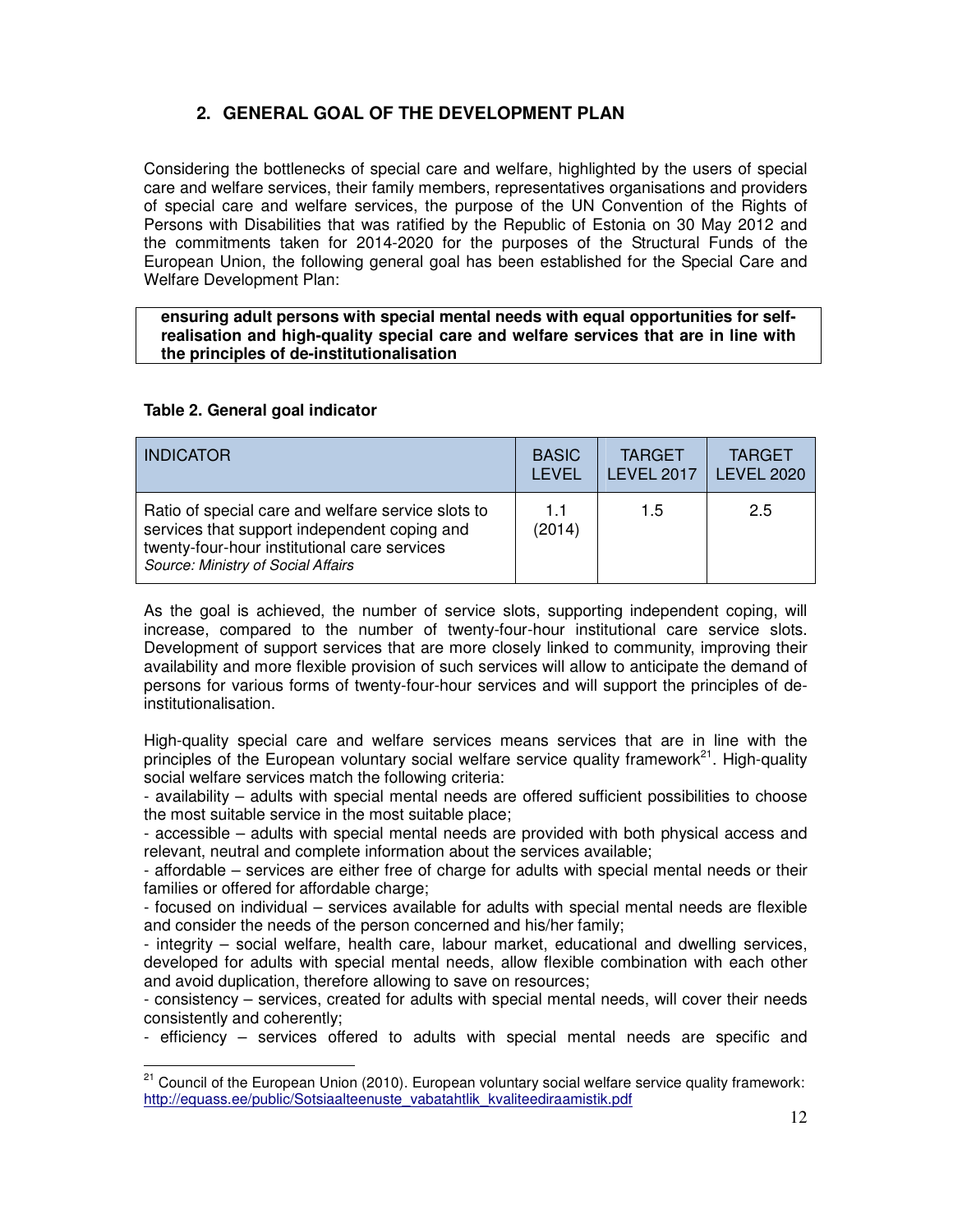## 2. GENERAL GOAL OF THE DEVELOPMENT PLAN

Considering the bottlenecks of special care and welfare, highlighted by the users of special care and welfare services, their family members, representatives organisations and providers of special care and welfare services, the purpose of the UN Convention of the Rights of Persons with Disabilities that was ratified by the Republic of Estonia on 30 May 2012 and the commitments taken for 2014-2020 for the purposes of the Structural Funds of the European Union, the following general goal has been established for the Special Care and Welfare Development Plan:

**ensuring adult persons with special mental needs with equal opportunities for self-realisation and high-quality special care and welfare services that are in line with the principles of de-institutionalisation**

**Table 2. General goal indicator**

| INDICATOR | BASIC LEVEL | TARGET LEVEL 2017 | TARGET LEVEL 2020 |
| --- | --- | --- | --- |
| Ratio of special care and welfare service slots to services that support independent coping and twenty-four-hour institutional care services *Source: Ministry of Social Affairs* | 1.1 (2014) | 1.5 | 2.5 |

As the goal is achieved, the number of service slots, supporting independent coping, will increase, compared to the number of twenty-four-hour institutional care service slots. Development of support services that are more closely linked to community, improving their availability and more flexible provision of such services will allow to anticipate the demand of persons for various forms of twenty-four-hour services and will support the principles of de-institutionalisation.

High-quality special care and welfare services means services that are in line with the principles of the European voluntary social welfare service quality framework[21]. High-quality social welfare services match the following criteria:

- availability – adults with special mental needs are offered sufficient possibilities to choose the most suitable service in the most suitable place;
- accessible – adults with special mental needs are provided with both physical access and relevant, neutral and complete information about the services available;
- affordable – services are either free of charge for adults with special mental needs or their families or offered for affordable charge;
- focused on individual – services available for adults with special mental needs are flexible and consider the needs of the person concerned and his/her family;
- integrity – social welfare, health care, labour market, educational and dwelling services, developed for adults with special mental needs, allow flexible combination with each other and avoid duplication, therefore allowing to save on resources;
- consistency – services, created for adults with special mental needs, will cover their needs consistently and coherently;
- efficiency – services offered to adults with special mental needs are specific and

[21] Council of the European Union (2010). European voluntary social welfare service quality framework: http://equass.ee/public/Sotsiaalteenuste_vabatahtlik_kvaliteediraamistik.pdf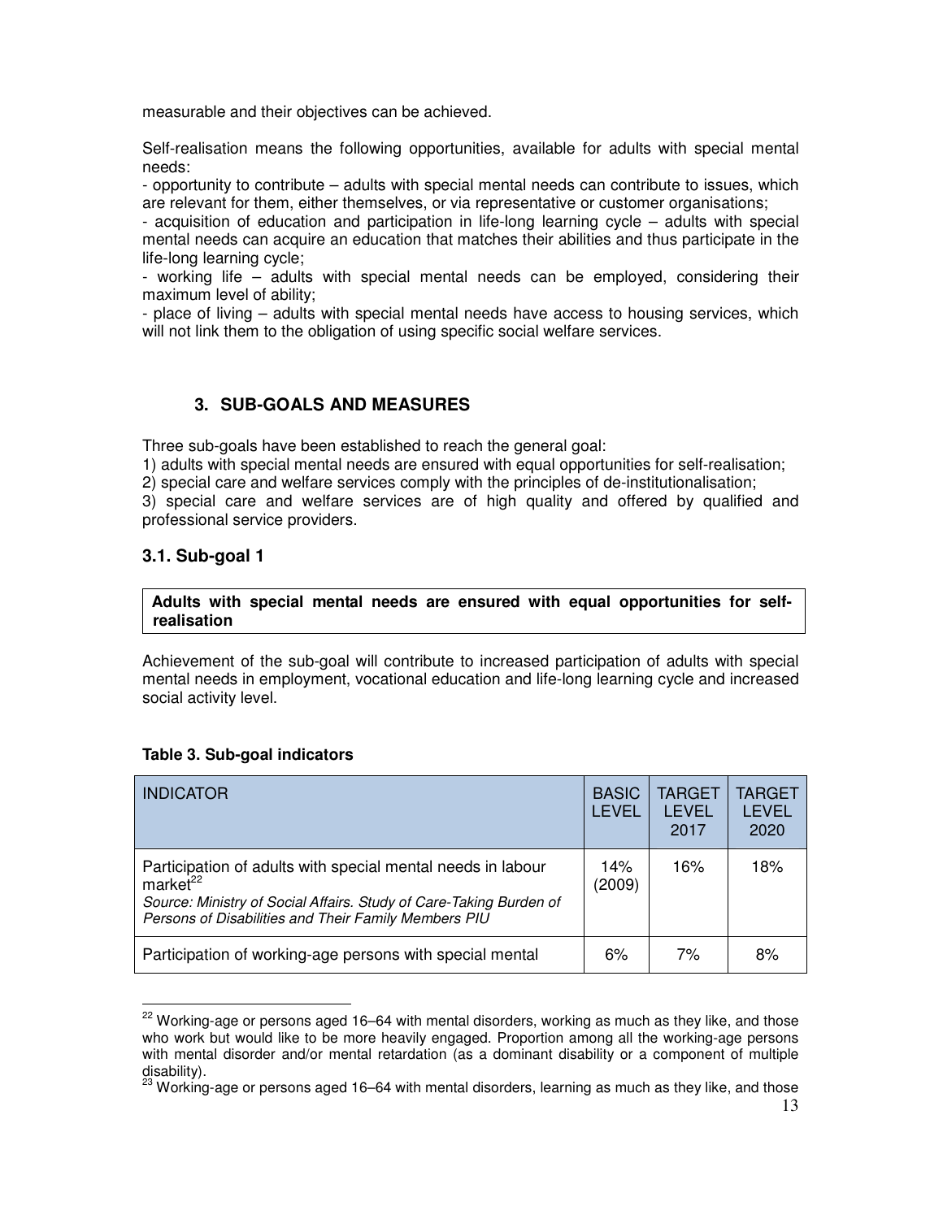measurable and their objectives can be achieved.

Self-realisation means the following opportunities, available for adults with special mental needs:

- opportunity to contribute – adults with special mental needs can contribute to issues, which are relevant for them, either themselves, or via representative or customer organisations;
- acquisition of education and participation in life-long learning cycle – adults with special mental needs can acquire an education that matches their abilities and thus participate in the life-long learning cycle;
- working life – adults with special mental needs can be employed, considering their maximum level of ability;
- place of living – adults with special mental needs have access to housing services, which will not link them to the obligation of using specific social welfare services.

## 3. SUB-GOALS AND MEASURES

Three sub-goals have been established to reach the general goal:

1) adults with special mental needs are ensured with equal opportunities for self-realisation;
2) special care and welfare services comply with the principles of de-institutionalisation;
3) special care and welfare services are of high quality and offered by qualified and professional service providers.

### 3.1. Sub-goal 1

**Adults with special mental needs are ensured with equal opportunities for self-realisation**

Achievement of the sub-goal will contribute to increased participation of adults with special mental needs in employment, vocational education and life-long learning cycle and increased social activity level.

**Table 3. Sub-goal indicators**

| INDICATOR | BASIC LEVEL | TARGET LEVEL 2017 | TARGET LEVEL 2020 |
| --- | --- | --- | --- |
| Participation of adults with special mental needs in labour market[22] *Source: Ministry of Social Affairs. Study of Care-Taking Burden of Persons of Disabilities and Their Family Members PIU* | 14% (2009) | 16% | 18% |
| Participation of working-age persons with special mental | 6% | 7% | 8% |

[22] Working-age or persons aged 16–64 with mental disorders, working as much as they like, and those who work but would like to be more heavily engaged. Proportion among all the working-age persons with mental disorder and/or mental retardation (as a dominant disability or a component of multiple disability).

[23] Working-age or persons aged 16–64 with mental disorders, learning as much as they like, and those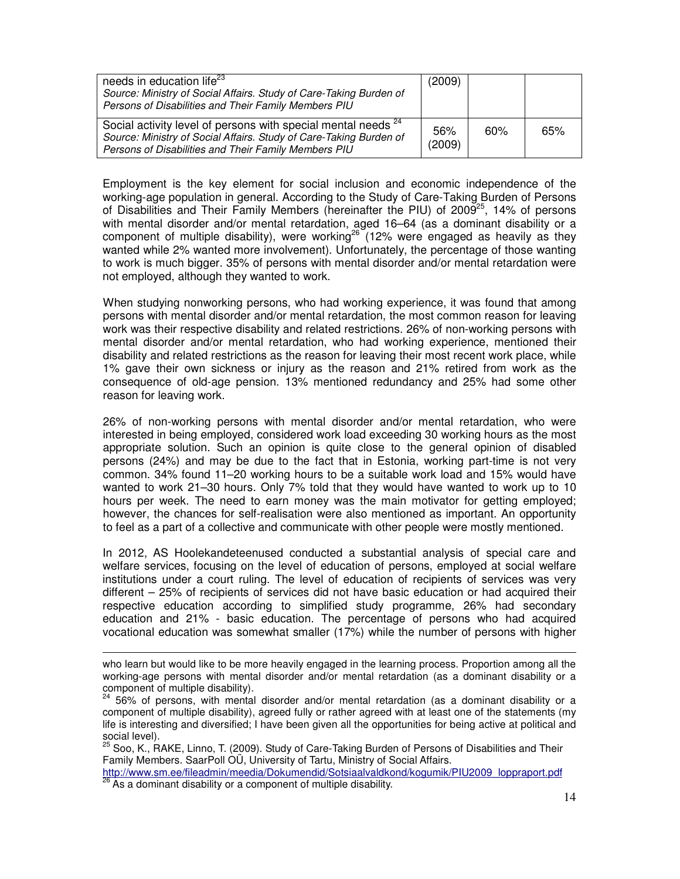| needs in education life[23]<br>*Source: Ministry of Social Affairs. Study of Care-Taking Burden of Persons of Disabilities and Their Family Members PIU* | (2009) | | |
|---|---|---|---|
| Social activity level of persons with special mental needs [24]<br>*Source: Ministry of Social Affairs. Study of Care-Taking Burden of Persons of Disabilities and Their Family Members PIU* | 56% (2009) | 60% | 65% |

Employment is the key element for social inclusion and economic independence of the working-age population in general. According to the Study of Care-Taking Burden of Persons of Disabilities and Their Family Members (hereinafter the PIU) of 2009[25], 14% of persons with mental disorder and/or mental retardation, aged 16–64 (as a dominant disability or a component of multiple disability), were working[26] (12% were engaged as heavily as they wanted while 2% wanted more involvement). Unfortunately, the percentage of those wanting to work is much bigger. 35% of persons with mental disorder and/or mental retardation were not employed, although they wanted to work.

When studying nonworking persons, who had working experience, it was found that among persons with mental disorder and/or mental retardation, the most common reason for leaving work was their respective disability and related restrictions. 26% of non-working persons with mental disorder and/or mental retardation, who had working experience, mentioned their disability and related restrictions as the reason for leaving their most recent work place, while 1% gave their own sickness or injury as the reason and 21% retired from work as the consequence of old-age pension. 13% mentioned redundancy and 25% had some other reason for leaving work.

26% of non-working persons with mental disorder and/or mental retardation, who were interested in being employed, considered work load exceeding 30 working hours as the most appropriate solution. Such an opinion is quite close to the general opinion of disabled persons (24%) and may be due to the fact that in Estonia, working part-time is not very common. 34% found 11–20 working hours to be a suitable work load and 15% would have wanted to work 21–30 hours. Only 7% told that they would have wanted to work up to 10 hours per week. The need to earn money was the main motivator for getting employed; however, the chances for self-realisation were also mentioned as important. An opportunity to feel as a part of a collective and communicate with other people were mostly mentioned.

In 2012, AS Hoolekandeteenused conducted a substantial analysis of special care and welfare services, focusing on the level of education of persons, employed at social welfare institutions under a court ruling. The level of education of recipients of services was very different – 25% of recipients of services did not have basic education or had acquired their respective education according to simplified study programme, 26% had secondary education and 21% - basic education. The percentage of persons who had acquired vocational education was somewhat smaller (17%) while the number of persons with higher

---

who learn but would like to be more heavily engaged in the learning process. Proportion among all the working-age persons with mental disorder and/or mental retardation (as a dominant disability or a component of multiple disability).

[24] 56% of persons, with mental disorder and/or mental retardation (as a dominant disability or a component of multiple disability), agreed fully or rather agreed with at least one of the statements (my life is interesting and diversified; I have been given all the opportunities for being active at political and social level).

[25] Soo, K., RAKE, Linno, T. (2009). Study of Care-Taking Burden of Persons of Disabilities and Their Family Members. SaarPoll OÜ, University of Tartu, Ministry of Social Affairs. http://www.sm.ee/fileadmin/meedia/Dokumendid/Sotsiaalvaldkond/kogumik/PIU2009_loppraport.pdf

[26] As a dominant disability or a component of multiple disability.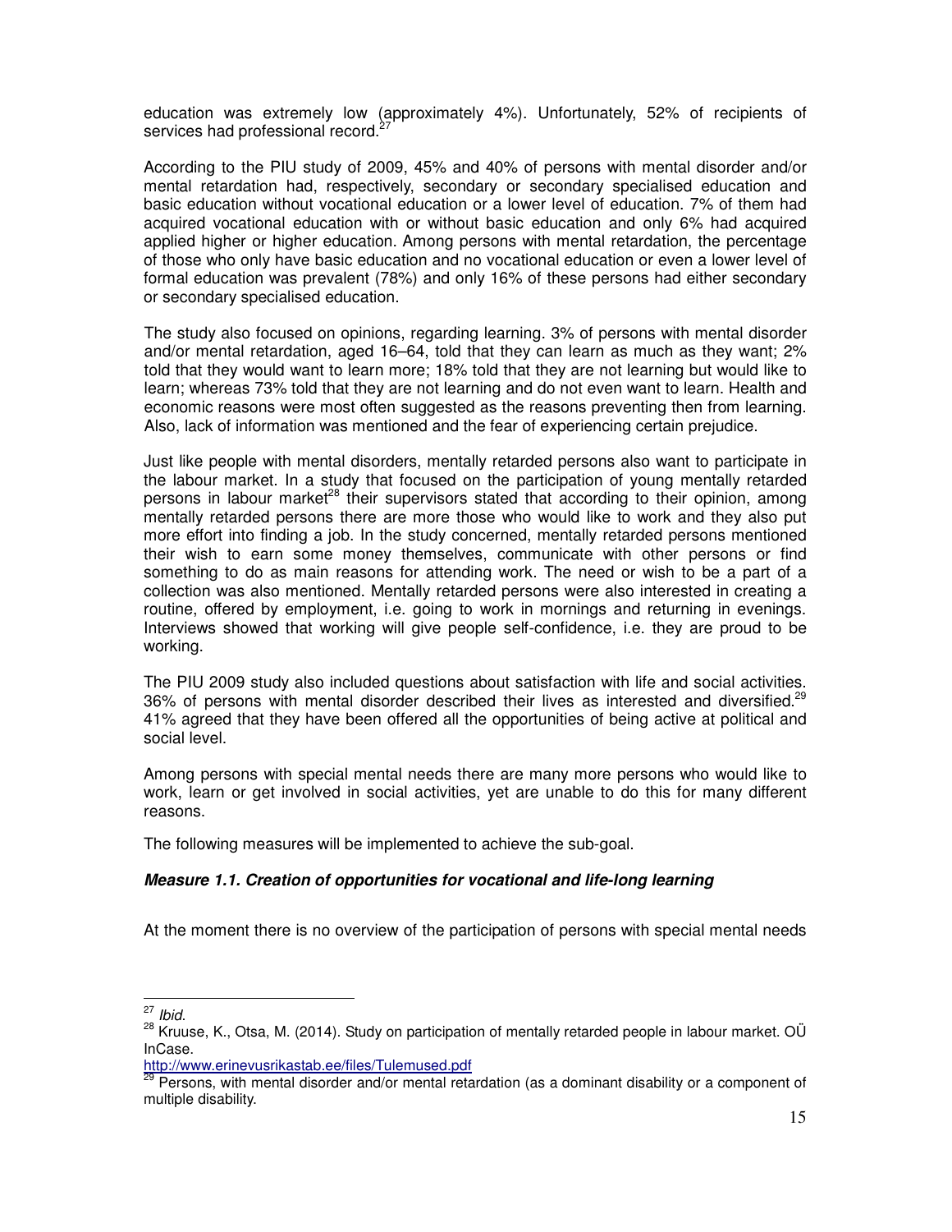education was extremely low (approximately 4%). Unfortunately, 52% of recipients of services had professional record.[27]

According to the PIU study of 2009, 45% and 40% of persons with mental disorder and/or mental retardation had, respectively, secondary or secondary specialised education and basic education without vocational education or a lower level of education. 7% of them had acquired vocational education with or without basic education and only 6% had acquired applied higher or higher education. Among persons with mental retardation, the percentage of those who only have basic education and no vocational education or even a lower level of formal education was prevalent (78%) and only 16% of these persons had either secondary or secondary specialised education.

The study also focused on opinions, regarding learning. 3% of persons with mental disorder and/or mental retardation, aged 16–64, told that they can learn as much as they want; 2% told that they would want to learn more; 18% told that they are not learning but would like to learn; whereas 73% told that they are not learning and do not even want to learn. Health and economic reasons were most often suggested as the reasons preventing then from learning. Also, lack of information was mentioned and the fear of experiencing certain prejudice.

Just like people with mental disorders, mentally retarded persons also want to participate in the labour market. In a study that focused on the participation of young mentally retarded persons in labour market[28] their supervisors stated that according to their opinion, among mentally retarded persons there are more those who would like to work and they also put more effort into finding a job. In the study concerned, mentally retarded persons mentioned their wish to earn some money themselves, communicate with other persons or find something to do as main reasons for attending work. The need or wish to be a part of a collection was also mentioned. Mentally retarded persons were also interested in creating a routine, offered by employment, i.e. going to work in mornings and returning in evenings. Interviews showed that working will give people self-confidence, i.e. they are proud to be working.

The PIU 2009 study also included questions about satisfaction with life and social activities. 36% of persons with mental disorder described their lives as interested and diversified.[29] 41% agreed that they have been offered all the opportunities of being active at political and social level.

Among persons with special mental needs there are many more persons who would like to work, learn or get involved in social activities, yet are unable to do this for many different reasons.

The following measures will be implemented to achieve the sub-goal.

***Measure 1.1. Creation of opportunities for vocational and life-long learning***

At the moment there is no overview of the participation of persons with special mental needs

---

[27] *Ibid.*

[28] Kruuse, K., Otsa, M. (2014). Study on participation of mentally retarded people in labour market. OÜ InCase.
http://www.erinevusrikastab.ee/files/Tulemused.pdf

[29] Persons, with mental disorder and/or mental retardation (as a dominant disability or a component of multiple disability.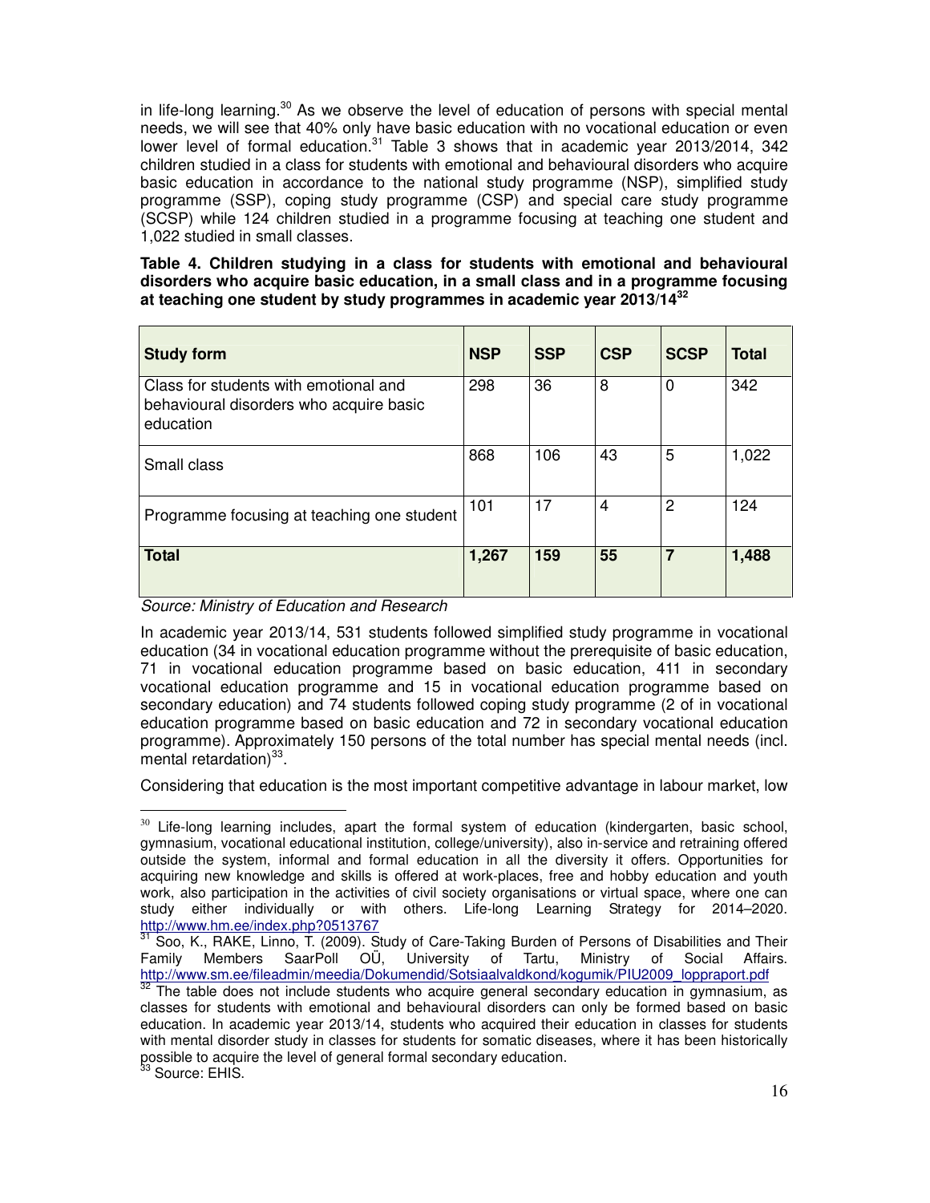in life-long learning.[30] As we observe the level of education of persons with special mental needs, we will see that 40% only have basic education with no vocational education or even lower level of formal education.[31] Table 3 shows that in academic year 2013/2014, 342 children studied in a class for students with emotional and behavioural disorders who acquire basic education in accordance to the national study programme (NSP), simplified study programme (SSP), coping study programme (CSP) and special care study programme (SCSP) while 124 children studied in a programme focusing at teaching one student and 1,022 studied in small classes.

**Table 4. Children studying in a class for students with emotional and behavioural disorders who acquire basic education, in a small class and in a programme focusing at teaching one student by study programmes in academic year 2013/14[32]**

| Study form | NSP | SSP | CSP | SCSP | Total |
|---|---|---|---|---|---|
| Class for students with emotional and behavioural disorders who acquire basic education | 298 | 36 | 8 | 0 | 342 |
| Small class | 868 | 106 | 43 | 5 | 1,022 |
| Programme focusing at teaching one student | 101 | 17 | 4 | 2 | 124 |
| **Total** | **1,267** | **159** | **55** | **7** | **1,488** |

*Source: Ministry of Education and Research*

In academic year 2013/14, 531 students followed simplified study programme in vocational education (34 in vocational education programme without the prerequisite of basic education, 71 in vocational education programme based on basic education, 411 in secondary vocational education programme and 15 in vocational education programme based on secondary education) and 74 students followed coping study programme (2 of in vocational education programme based on basic education and 72 in secondary vocational education programme). Approximately 150 persons of the total number has special mental needs (incl. mental retardation)[33].

Considering that education is the most important competitive advantage in labour market, low

---

[30] Life-long learning includes, apart the formal system of education (kindergarten, basic school, gymnasium, vocational educational institution, college/university), also in-service and retraining offered outside the system, informal and formal education in all the diversity it offers. Opportunities for acquiring new knowledge and skills is offered at work-places, free and hobby education and youth work, also participation in the activities of civil society organisations or virtual space, where one can study either individually or with others. Life-long Learning Strategy for 2014–2020. http://www.hm.ee/index.php?0513767

[31] Soo, K., RAKE, Linno, T. (2009). Study of Care-Taking Burden of Persons of Disabilities and Their Family Members SaarPoll OÜ, University of Tartu, Ministry of Social Affairs. http://www.sm.ee/fileadmin/meedia/Dokumendid/Sotsiaalvaldkond/kogumik/PIU2009_loppraport.pdf

[32] The table does not include students who acquire general secondary education in gymnasium, as classes for students with emotional and behavioural disorders can only be formed based on basic education. In academic year 2013/14, students who acquired their education in classes for students with mental disorder study in classes for students for somatic diseases, where it has been historically possible to acquire the level of general formal secondary education.

[33] Source: EHIS.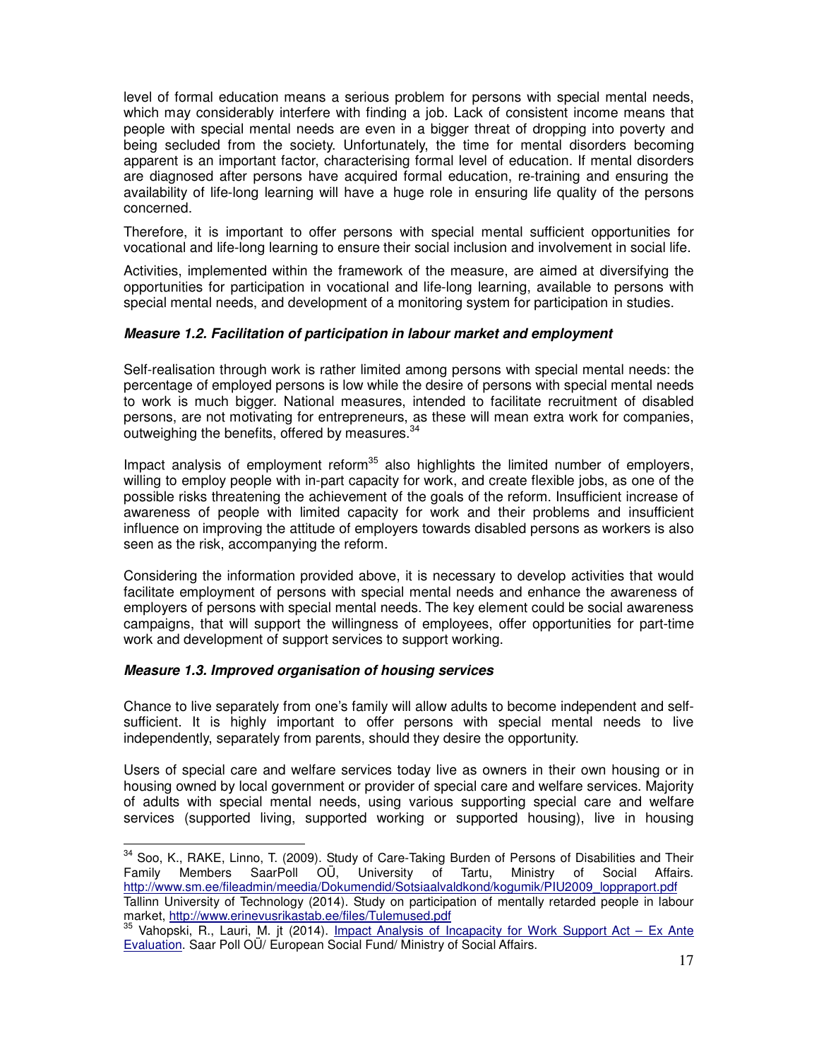level of formal education means a serious problem for persons with special mental needs, which may considerably interfere with finding a job. Lack of consistent income means that people with special mental needs are even in a bigger threat of dropping into poverty and being secluded from the society. Unfortunately, the time for mental disorders becoming apparent is an important factor, characterising formal level of education. If mental disorders are diagnosed after persons have acquired formal education, re-training and ensuring the availability of life-long learning will have a huge role in ensuring life quality of the persons concerned.

Therefore, it is important to offer persons with special mental sufficient opportunities for vocational and life-long learning to ensure their social inclusion and involvement in social life.

Activities, implemented within the framework of the measure, are aimed at diversifying the opportunities for participation in vocational and life-long learning, available to persons with special mental needs, and development of a monitoring system for participation in studies.

#### *Measure 1.2. Facilitation of participation in labour market and employment*

Self-realisation through work is rather limited among persons with special mental needs: the percentage of employed persons is low while the desire of persons with special mental needs to work is much bigger. National measures, intended to facilitate recruitment of disabled persons, are not motivating for entrepreneurs, as these will mean extra work for companies, outweighing the benefits, offered by measures.[34]

Impact analysis of employment reform[35] also highlights the limited number of employers, willing to employ people with in-part capacity for work, and create flexible jobs, as one of the possible risks threatening the achievement of the goals of the reform. Insufficient increase of awareness of people with limited capacity for work and their problems and insufficient influence on improving the attitude of employers towards disabled persons as workers is also seen as the risk, accompanying the reform.

Considering the information provided above, it is necessary to develop activities that would facilitate employment of persons with special mental needs and enhance the awareness of employers of persons with special mental needs. The key element could be social awareness campaigns, that will support the willingness of employees, offer opportunities for part-time work and development of support services to support working.

#### *Measure 1.3. Improved organisation of housing services*

Chance to live separately from one's family will allow adults to become independent and self-sufficient. It is highly important to offer persons with special mental needs to live independently, separately from parents, should they desire the opportunity.

Users of special care and welfare services today live as owners in their own housing or in housing owned by local government or provider of special care and welfare services. Majority of adults with special mental needs, using various supporting special care and welfare services (supported living, supported working or supported housing), live in housing

---

[34] Soo, K., RAKE, Linno, T. (2009). Study of Care-Taking Burden of Persons of Disabilities and Their Family Members SaarPoll OÜ, University of Tartu, Ministry of Social Affairs. http://www.sm.ee/fileadmin/meedia/Dokumendid/Sotsiaalvaldkond/kogumik/PIU2009_loppraport.pdf
Tallinn University of Technology (2014). Study on participation of mentally retarded people in labour market, http://www.erinevusrikastab.ee/files/Tulemused.pdf

[35] Vahopski, R., Lauri, M. jt (2014). Impact Analysis of Incapacity for Work Support Act – Ex Ante Evaluation. Saar Poll OÜ/ European Social Fund/ Ministry of Social Affairs.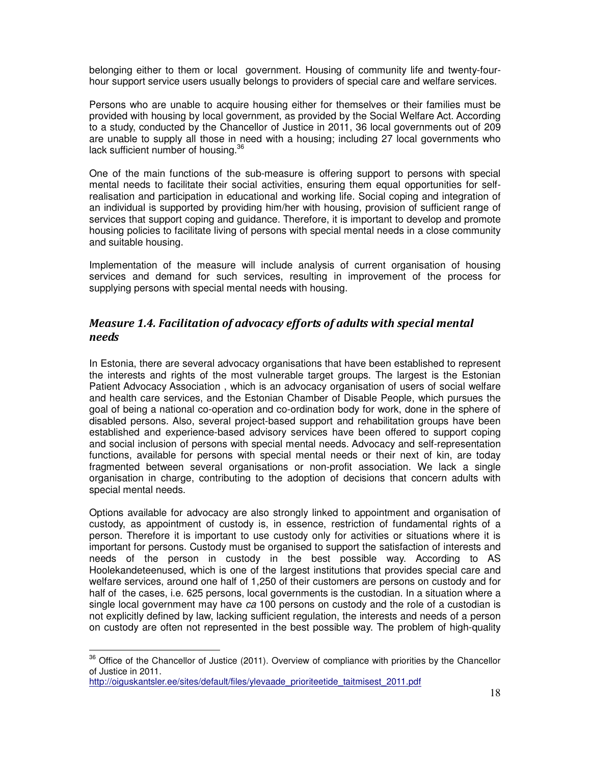belonging either to them or local government. Housing of community life and twenty-four-hour support service users usually belongs to providers of special care and welfare services.

Persons who are unable to acquire housing either for themselves or their families must be provided with housing by local government, as provided by the Social Welfare Act. According to a study, conducted by the Chancellor of Justice in 2011, 36 local governments out of 209 are unable to supply all those in need with a housing; including 27 local governments who lack sufficient number of housing.[36]

One of the main functions of the sub-measure is offering support to persons with special mental needs to facilitate their social activities, ensuring them equal opportunities for self-realisation and participation in educational and working life. Social coping and integration of an individual is supported by providing him/her with housing, provision of sufficient range of services that support coping and guidance. Therefore, it is important to develop and promote housing policies to facilitate living of persons with special mental needs in a close community and suitable housing.

Implementation of the measure will include analysis of current organisation of housing services and demand for such services, resulting in improvement of the process for supplying persons with special mental needs with housing.

## *Measure 1.4. Facilitation of advocacy efforts of adults with special mental needs*

In Estonia, there are several advocacy organisations that have been established to represent the interests and rights of the most vulnerable target groups. The largest is the Estonian Patient Advocacy Association , which is an advocacy organisation of users of social welfare and health care services, and the Estonian Chamber of Disable People, which pursues the goal of being a national co-operation and co-ordination body for work, done in the sphere of disabled persons. Also, several project-based support and rehabilitation groups have been established and experience-based advisory services have been offered to support coping and social inclusion of persons with special mental needs. Advocacy and self-representation functions, available for persons with special mental needs or their next of kin, are today fragmented between several organisations or non-profit association. We lack a single organisation in charge, contributing to the adoption of decisions that concern adults with special mental needs.

Options available for advocacy are also strongly linked to appointment and organisation of custody, as appointment of custody is, in essence, restriction of fundamental rights of a person. Therefore it is important to use custody only for activities or situations where it is important for persons. Custody must be organised to support the satisfaction of interests and needs of the person in custody in the best possible way. According to AS Hoolekandeteenused, which is one of the largest institutions that provides special care and welfare services, around one half of 1,250 of their customers are persons on custody and for half of the cases, i.e. 625 persons, local governments is the custodian. In a situation where a single local government may have *ca* 100 persons on custody and the role of a custodian is not explicitly defined by law, lacking sufficient regulation, the interests and needs of a person on custody are often not represented in the best possible way. The problem of high-quality

---

[36] Office of the Chancellor of Justice (2011). Overview of compliance with priorities by the Chancellor of Justice in 2011. http://oiguskantsler.ee/sites/default/files/ylevaade_prioriteetide_taitmisest_2011.pdf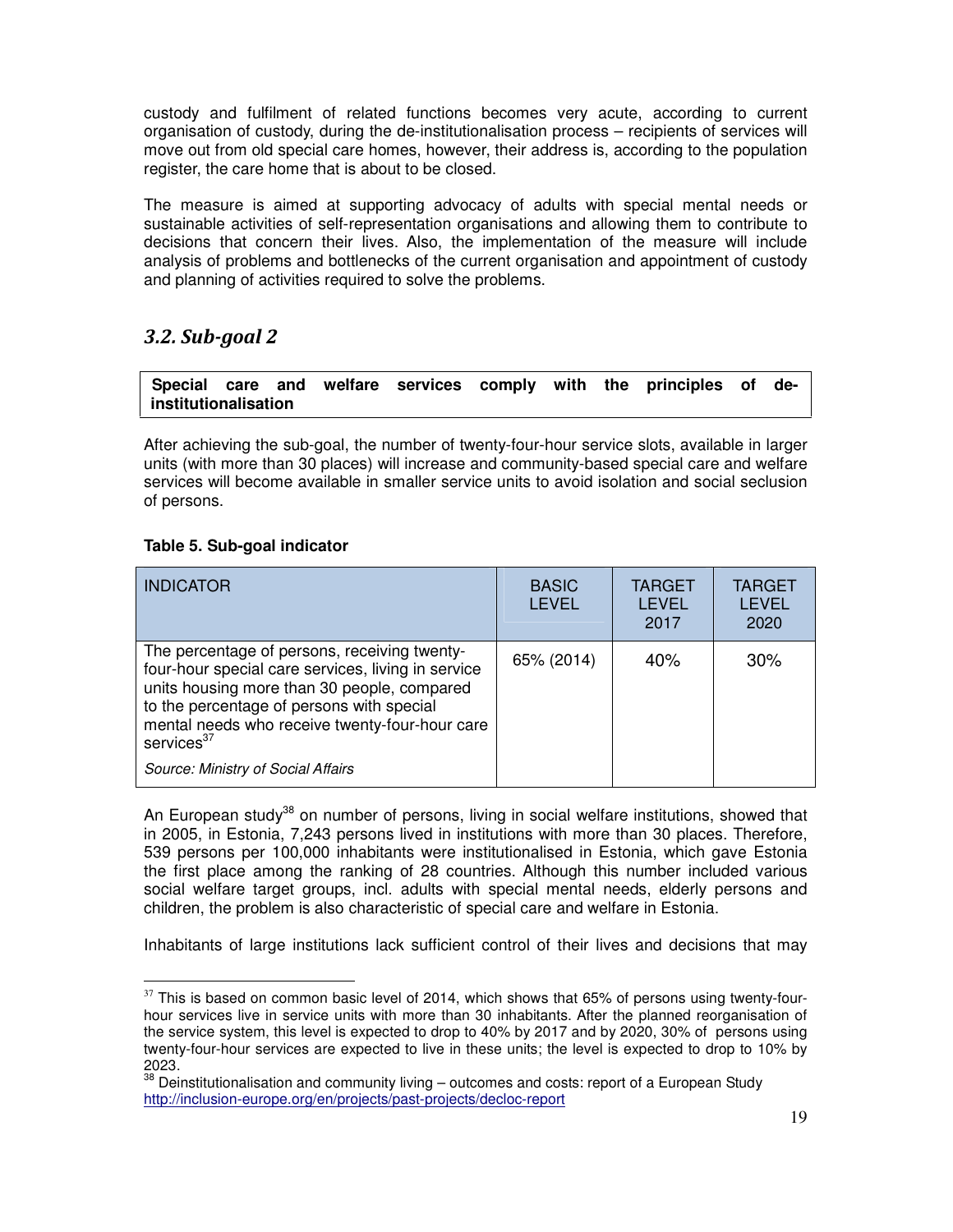custody and fulfilment of related functions becomes very acute, according to current organisation of custody, during the de-institutionalisation process – recipients of services will move out from old special care homes, however, their address is, according to the population register, the care home that is about to be closed.

The measure is aimed at supporting advocacy of adults with special mental needs or sustainable activities of self-representation organisations and allowing them to contribute to decisions that concern their lives. Also, the implementation of the measure will include analysis of problems and bottlenecks of the current organisation and appointment of custody and planning of activities required to solve the problems.

## *3.2. Sub-goal 2*

**Special care and welfare services comply with the principles of de-institutionalisation**

After achieving the sub-goal, the number of twenty-four-hour service slots, available in larger units (with more than 30 places) will increase and community-based special care and welfare services will become available in smaller service units to avoid isolation and social seclusion of persons.

**Table 5. Sub-goal indicator**

| INDICATOR | BASIC LEVEL | TARGET LEVEL 2017 | TARGET LEVEL 2020 |
|---|---|---|---|
| The percentage of persons, receiving twenty-four-hour special care services, living in service units housing more than 30 people, compared to the percentage of persons with special mental needs who receive twenty-four-hour care services[37] *Source: Ministry of Social Affairs* | 65% (2014) | 40% | 30% |

An European study[38] on number of persons, living in social welfare institutions, showed that in 2005, in Estonia, 7,243 persons lived in institutions with more than 30 places. Therefore, 539 persons per 100,000 inhabitants were institutionalised in Estonia, which gave Estonia the first place among the ranking of 28 countries. Although this number included various social welfare target groups, incl. adults with special mental needs, elderly persons and children, the problem is also characteristic of special care and welfare in Estonia.

Inhabitants of large institutions lack sufficient control of their lives and decisions that may

---

[37] This is based on common basic level of 2014, which shows that 65% of persons using twenty-four-hour services live in service units with more than 30 inhabitants. After the planned reorganisation of the service system, this level is expected to drop to 40% by 2017 and by 2020, 30% of persons using twenty-four-hour services are expected to live in these units; the level is expected to drop to 10% by 2023.

[38] Deinstitutionalisation and community living – outcomes and costs: report of a European Study http://inclusion-europe.org/en/projects/past-projects/decloc-report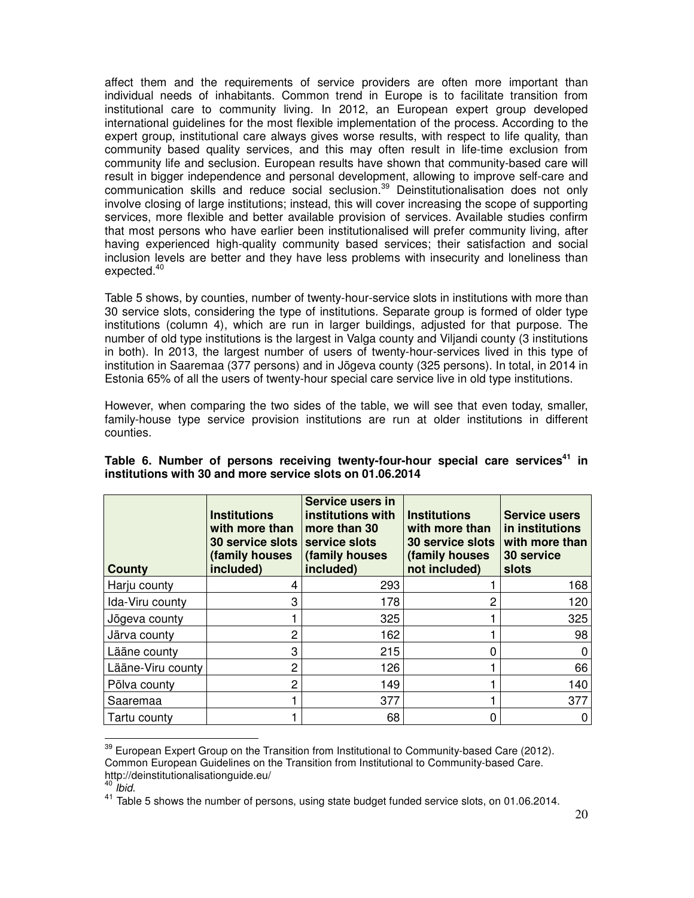affect them and the requirements of service providers are often more important than individual needs of inhabitants. Common trend in Europe is to facilitate transition from institutional care to community living. In 2012, an European expert group developed international guidelines for the most flexible implementation of the process. According to the expert group, institutional care always gives worse results, with respect to life quality, than community based quality services, and this may often result in life-time exclusion from community life and seclusion. European results have shown that community-based care will result in bigger independence and personal development, allowing to improve self-care and communication skills and reduce social seclusion.[39] Deinstitutionalisation does not only involve closing of large institutions; instead, this will cover increasing the scope of supporting services, more flexible and better available provision of services. Available studies confirm that most persons who have earlier been institutionalised will prefer community living, after having experienced high-quality community based services; their satisfaction and social inclusion levels are better and they have less problems with insecurity and loneliness than expected.[40]

Table 5 shows, by counties, number of twenty-hour-service slots in institutions with more than 30 service slots, considering the type of institutions. Separate group is formed of older type institutions (column 4), which are run in larger buildings, adjusted for that purpose. The number of old type institutions is the largest in Valga county and Viljandi county (3 institutions in both). In 2013, the largest number of users of twenty-hour-services lived in this type of institution in Saaremaa (377 persons) and in Jõgeva county (325 persons). In total, in 2014 in Estonia 65% of all the users of twenty-hour special care service live in old type institutions.

However, when comparing the two sides of the table, we will see that even today, smaller, family-house type service provision institutions are run at older institutions in different counties.

**Table 6. Number of persons receiving twenty-four-hour special care services[41] in institutions with 30 and more service slots on 01.06.2014**

| County | Institutions with more than 30 service slots (family houses included) | Service users in institutions with more than 30 service slots (family houses included) | Institutions with more than 30 service slots (family houses not included) | Service users in institutions with more than 30 service slots |
|---|---|---|---|---|
| Harju county | 4 | 293 | 1 | 168 |
| Ida-Viru county | 3 | 178 | 2 | 120 |
| Jõgeva county | 1 | 325 | 1 | 325 |
| Järva county | 2 | 162 | 1 | 98 |
| Lääne county | 3 | 215 | 0 | 0 |
| Lääne-Viru county | 2 | 126 | 1 | 66 |
| Põlva county | 2 | 149 | 1 | 140 |
| Saaremaa | 1 | 377 | 1 | 377 |
| Tartu county | 1 | 68 | 0 | 0 |

[39] European Expert Group on the Transition from Institutional to Community-based Care (2012). Common European Guidelines on the Transition from Institutional to Community-based Care. http://deinstitutionalisationguide.eu/

[40] *Ibid.*

[41] Table 5 shows the number of persons, using state budget funded service slots, on 01.06.2014.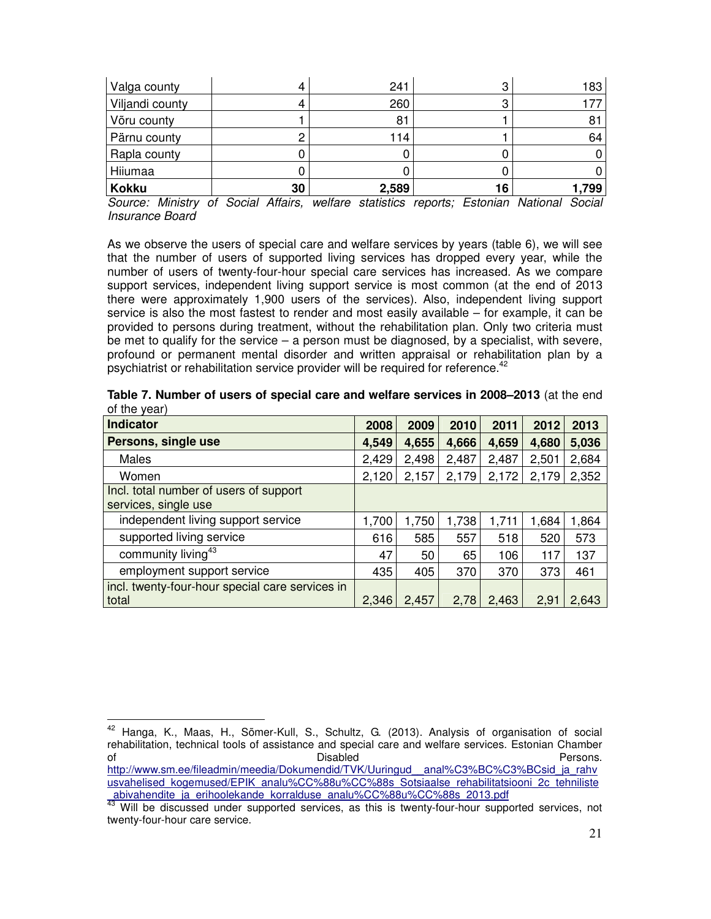| Valga county | 4 | 241 | 3 | 183 |
|---|---|---|---|---|
| Viljandi county | 4 | 260 | 3 | 177 |
| Võru county | 1 | 81 | 1 | 81 |
| Pärnu county | 2 | 114 | 1 | 64 |
| Rapla county | 0 | 0 | 0 | 0 |
| Hiiumaa | 0 | 0 | 0 | 0 |
| **Kokku** | **30** | **2,589** | **16** | **1,799** |

*Source: Ministry of Social Affairs, welfare statistics reports; Estonian National Social Insurance Board*

As we observe the users of special care and welfare services by years (table 6), we will see that the number of users of supported living services has dropped every year, while the number of users of twenty-four-hour special care services has increased. As we compare support services, independent living support service is most common (at the end of 2013 there were approximately 1,900 users of the services). Also, independent living support service is also the most fastest to render and most easily available – for example, it can be provided to persons during treatment, without the rehabilitation plan. Only two criteria must be met to qualify for the service – a person must be diagnosed, by a specialist, with severe, profound or permanent mental disorder and written appraisal or rehabilitation plan by a psychiatrist or rehabilitation service provider will be required for reference.[42]

**Table 7. Number of users of special care and welfare services in 2008–2013** (at the end of the year)

| Indicator | 2008 | 2009 | 2010 | 2011 | 2012 | 2013 |
|---|---|---|---|---|---|---|
| **Persons, single use** | **4,549** | **4,655** | **4,666** | **4,659** | **4,680** | **5,036** |
| Males | 2,429 | 2,498 | 2,487 | 2,487 | 2,501 | 2,684 |
| Women | 2,120 | 2,157 | 2,179 | 2,172 | 2,179 | 2,352 |
| Incl. total number of users of support services, single use | | | | | | |
| independent living support service | 1,700 | 1,750 | 1,738 | 1,711 | 1,684 | 1,864 |
| supported living service | 616 | 585 | 557 | 518 | 520 | 573 |
| community living[43] | 47 | 50 | 65 | 106 | 117 | 137 |
| employment support service | 435 | 405 | 370 | 370 | 373 | 461 |
| incl. twenty-four-hour special care services in total | 2,346 | 2,457 | 2,78 | 2,463 | 2,91 | 2,643 |

---

[42] Hanga, K., Maas, H., Sõmer-Kull, S., Schultz, G. (2013). Analysis of organisation of social rehabilitation, technical tools of assistance and special care and welfare services. Estonian Chamber of Disabled Persons. http://www.sm.ee/fileadmin/meedia/Dokumendid/TVK/Uuringud__anal%C3%BC%C3%BCsid_ja_rahvusvahelised_kogemused/EPIK_analu%CC%88u%CC%88s_Sotsiaalse_rehabilitatsiooni_2c_tehniliste_abivahendite_ja_erihoolekande_korralduse_analu%CC%88u%CC%88s_2013.pdf

[43] Will be discussed under supported services, as this is twenty-four-hour supported services, not twenty-four-hour care service.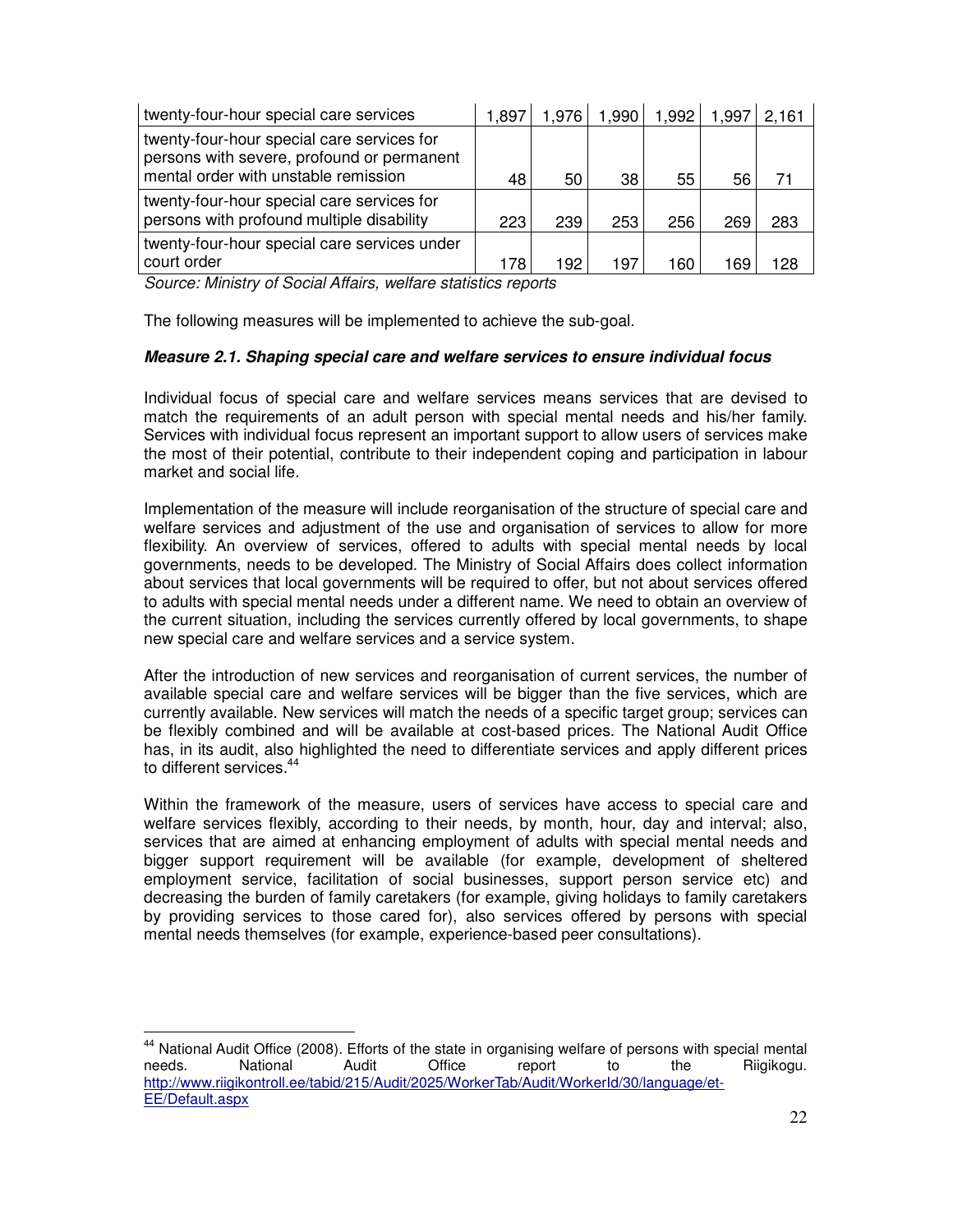| | | | | | | |
|---|---|---|---|---|---|---|
| twenty-four-hour special care services | 1,897 | 1,976 | 1,990 | 1,992 | 1,997 | 2,161 |
| twenty-four-hour special care services for persons with severe, profound or permanent mental order with unstable remission | 48 | 50 | 38 | 55 | 56 | 71 |
| twenty-four-hour special care services for persons with profound multiple disability | 223 | 239 | 253 | 256 | 269 | 283 |
| twenty-four-hour special care services under court order | 178 | 192 | 197 | 160 | 169 | 128 |

*Source: Ministry of Social Affairs, welfare statistics reports*

The following measures will be implemented to achieve the sub-goal.

***Measure 2.1. Shaping special care and welfare services to ensure individual focus***

Individual focus of special care and welfare services means services that are devised to match the requirements of an adult person with special mental needs and his/her family. Services with individual focus represent an important support to allow users of services make the most of their potential, contribute to their independent coping and participation in labour market and social life.

Implementation of the measure will include reorganisation of the structure of special care and welfare services and adjustment of the use and organisation of services to allow for more flexibility. An overview of services, offered to adults with special mental needs by local governments, needs to be developed. The Ministry of Social Affairs does collect information about services that local governments will be required to offer, but not about services offered to adults with special mental needs under a different name. We need to obtain an overview of the current situation, including the services currently offered by local governments, to shape new special care and welfare services and a service system.

After the introduction of new services and reorganisation of current services, the number of available special care and welfare services will be bigger than the five services, which are currently available. New services will match the needs of a specific target group; services can be flexibly combined and will be available at cost-based prices. The National Audit Office has, in its audit, also highlighted the need to differentiate services and apply different prices to different services.[44]

Within the framework of the measure, users of services have access to special care and welfare services flexibly, according to their needs, by month, hour, day and interval; also, services that are aimed at enhancing employment of adults with special mental needs and bigger support requirement will be available (for example, development of sheltered employment service, facilitation of social businesses, support person service etc) and decreasing the burden of family caretakers (for example, giving holidays to family caretakers by providing services to those cared for), also services offered by persons with special mental needs themselves (for example, experience-based peer consultations).

---

[44] National Audit Office (2008). Efforts of the state in organising welfare of persons with special mental needs. National Audit Office report to the Riigikogu. http://www.riigikontroll.ee/tabid/215/Audit/2025/WorkerTab/Audit/WorkerId/30/language/et-EE/Default.aspx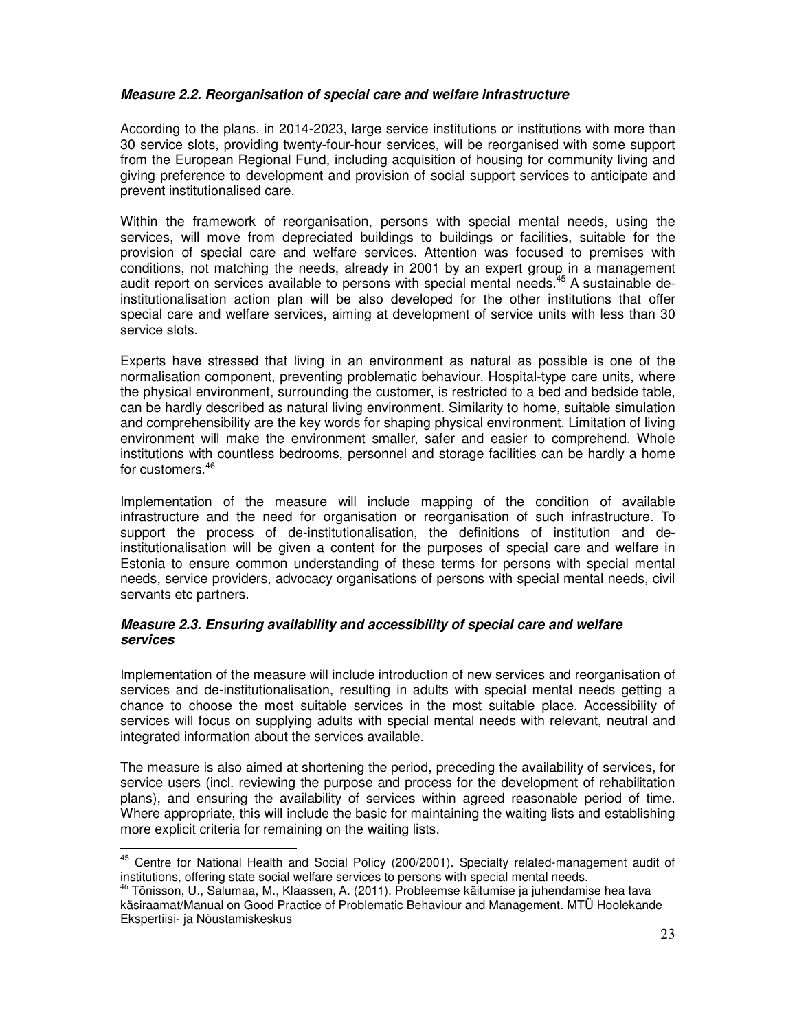***Measure 2.2. Reorganisation of special care and welfare infrastructure***

According to the plans, in 2014-2023, large service institutions or institutions with more than 30 service slots, providing twenty-four-hour services, will be reorganised with some support from the European Regional Fund, including acquisition of housing for community living and giving preference to development and provision of social support services to anticipate and prevent institutionalised care.

Within the framework of reorganisation, persons with special mental needs, using the services, will move from depreciated buildings to buildings or facilities, suitable for the provision of special care and welfare services. Attention was focused to premises with conditions, not matching the needs, already in 2001 by an expert group in a management audit report on services available to persons with special mental needs.[45] A sustainable de-institutionalisation action plan will be also developed for the other institutions that offer special care and welfare services, aiming at development of service units with less than 30 service slots.

Experts have stressed that living in an environment as natural as possible is one of the normalisation component, preventing problematic behaviour. Hospital-type care units, where the physical environment, surrounding the customer, is restricted to a bed and bedside table, can be hardly described as natural living environment. Similarity to home, suitable simulation and comprehensibility are the key words for shaping physical environment. Limitation of living environment will make the environment smaller, safer and easier to comprehend. Whole institutions with countless bedrooms, personnel and storage facilities can be hardly a home for customers.[46]

Implementation of the measure will include mapping of the condition of available infrastructure and the need for organisation or reorganisation of such infrastructure. To support the process of de-institutionalisation, the definitions of institution and de-institutionalisation will be given a content for the purposes of special care and welfare in Estonia to ensure common understanding of these terms for persons with special mental needs, service providers, advocacy organisations of persons with special mental needs, civil servants etc partners.

***Measure 2.3. Ensuring availability and accessibility of special care and welfare services***

Implementation of the measure will include introduction of new services and reorganisation of services and de-institutionalisation, resulting in adults with special mental needs getting a chance to choose the most suitable services in the most suitable place. Accessibility of services will focus on supplying adults with special mental needs with relevant, neutral and integrated information about the services available.

The measure is also aimed at shortening the period, preceding the availability of services, for service users (incl. reviewing the purpose and process for the development of rehabilitation plans), and ensuring the availability of services within agreed reasonable period of time. Where appropriate, this will include the basic for maintaining the waiting lists and establishing more explicit criteria for remaining on the waiting lists.

---

[45] Centre for National Health and Social Policy (200/2001). Specialty related-management audit of institutions, offering state social welfare services to persons with special mental needs.

[46] Tõnisson, U., Salumaa, M., Klaassen, A. (2011). Probleemse käitumise ja juhendamise hea tava käsiraamat/Manual on Good Practice of Problematic Behaviour and Management. MTÜ Hoolekande Ekspertiisi- ja Nõustamiskeskus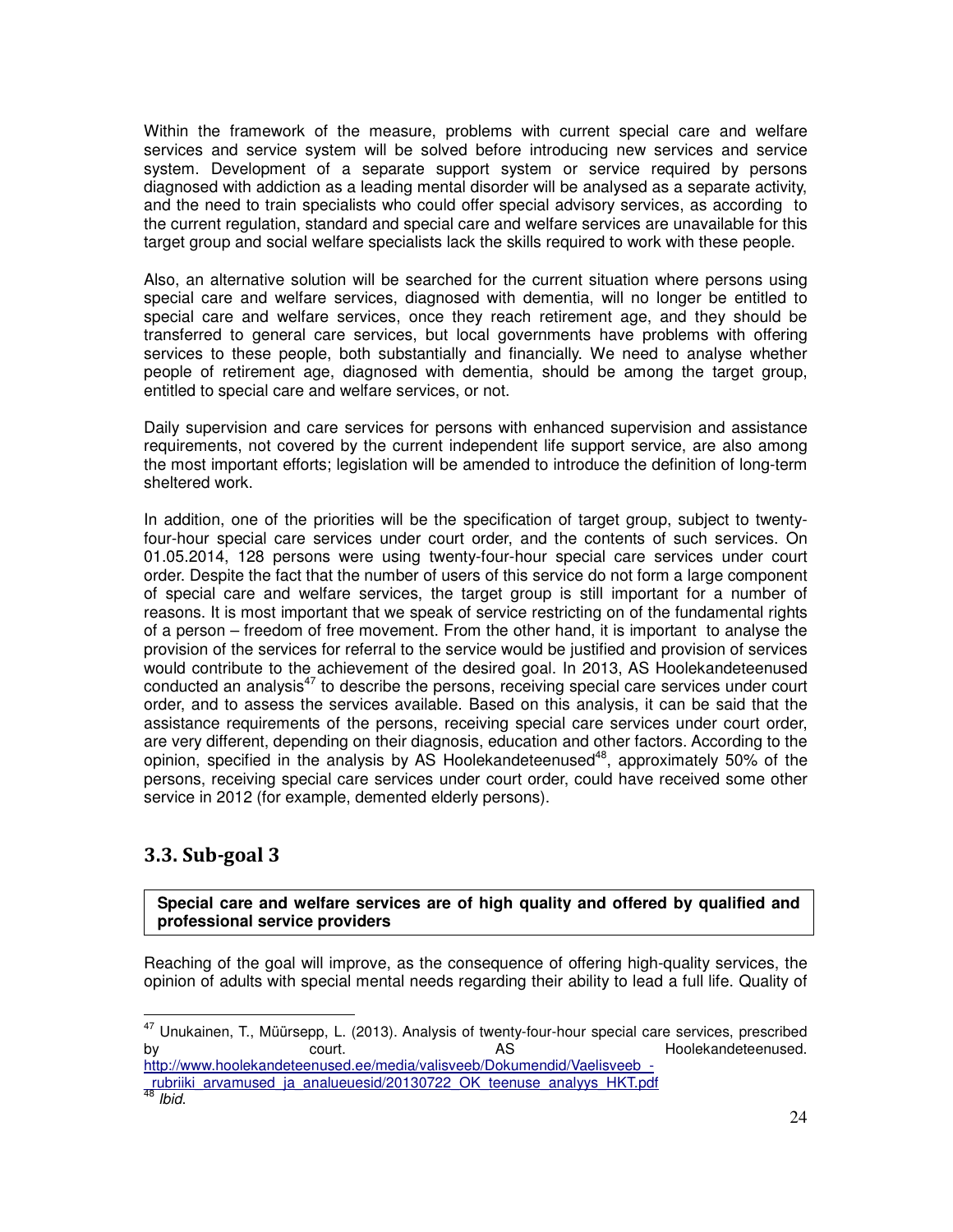Within the framework of the measure, problems with current special care and welfare services and service system will be solved before introducing new services and service system. Development of a separate support system or service required by persons diagnosed with addiction as a leading mental disorder will be analysed as a separate activity, and the need to train specialists who could offer special advisory services, as according to the current regulation, standard and special care and welfare services are unavailable for this target group and social welfare specialists lack the skills required to work with these people.

Also, an alternative solution will be searched for the current situation where persons using special care and welfare services, diagnosed with dementia, will no longer be entitled to special care and welfare services, once they reach retirement age, and they should be transferred to general care services, but local governments have problems with offering services to these people, both substantially and financially. We need to analyse whether people of retirement age, diagnosed with dementia, should be among the target group, entitled to special care and welfare services, or not.

Daily supervision and care services for persons with enhanced supervision and assistance requirements, not covered by the current independent life support service, are also among the most important efforts; legislation will be amended to introduce the definition of long-term sheltered work.

In addition, one of the priorities will be the specification of target group, subject to twenty-four-hour special care services under court order, and the contents of such services. On 01.05.2014, 128 persons were using twenty-four-hour special care services under court order. Despite the fact that the number of users of this service do not form a large component of special care and welfare services, the target group is still important for a number of reasons. It is most important that we speak of service restricting on of the fundamental rights of a person – freedom of free movement. From the other hand, it is important to analyse the provision of the services for referral to the service would be justified and provision of services would contribute to the achievement of the desired goal. In 2013, AS Hoolekandeteenused conducted an analysis[47] to describe the persons, receiving special care services under court order, and to assess the services available. Based on this analysis, it can be said that the assistance requirements of the persons, receiving special care services under court order, are very different, depending on their diagnosis, education and other factors. According to the opinion, specified in the analysis by AS Hoolekandeteenused[48], approximately 50% of the persons, receiving special care services under court order, could have received some other service in 2012 (for example, demented elderly persons).

## 3.3. Sub-goal 3

**Special care and welfare services are of high quality and offered by qualified and professional service providers**

Reaching of the goal will improve, as the consequence of offering high-quality services, the opinion of adults with special mental needs regarding their ability to lead a full life. Quality of

---

[47] Unukainen, T., Müürsepp, L. (2013). Analysis of twenty-four-hour special care services, prescribed by court. AS Hoolekandeteenused. http://www.hoolekandeteenused.ee/media/valisveeb/Dokumendid/Vaelisveeb_-_rubriiki_arvamused_ja_analueuesid/20130722_OK_teenuse_analyys_HKT.pdf

[48] *Ibid.*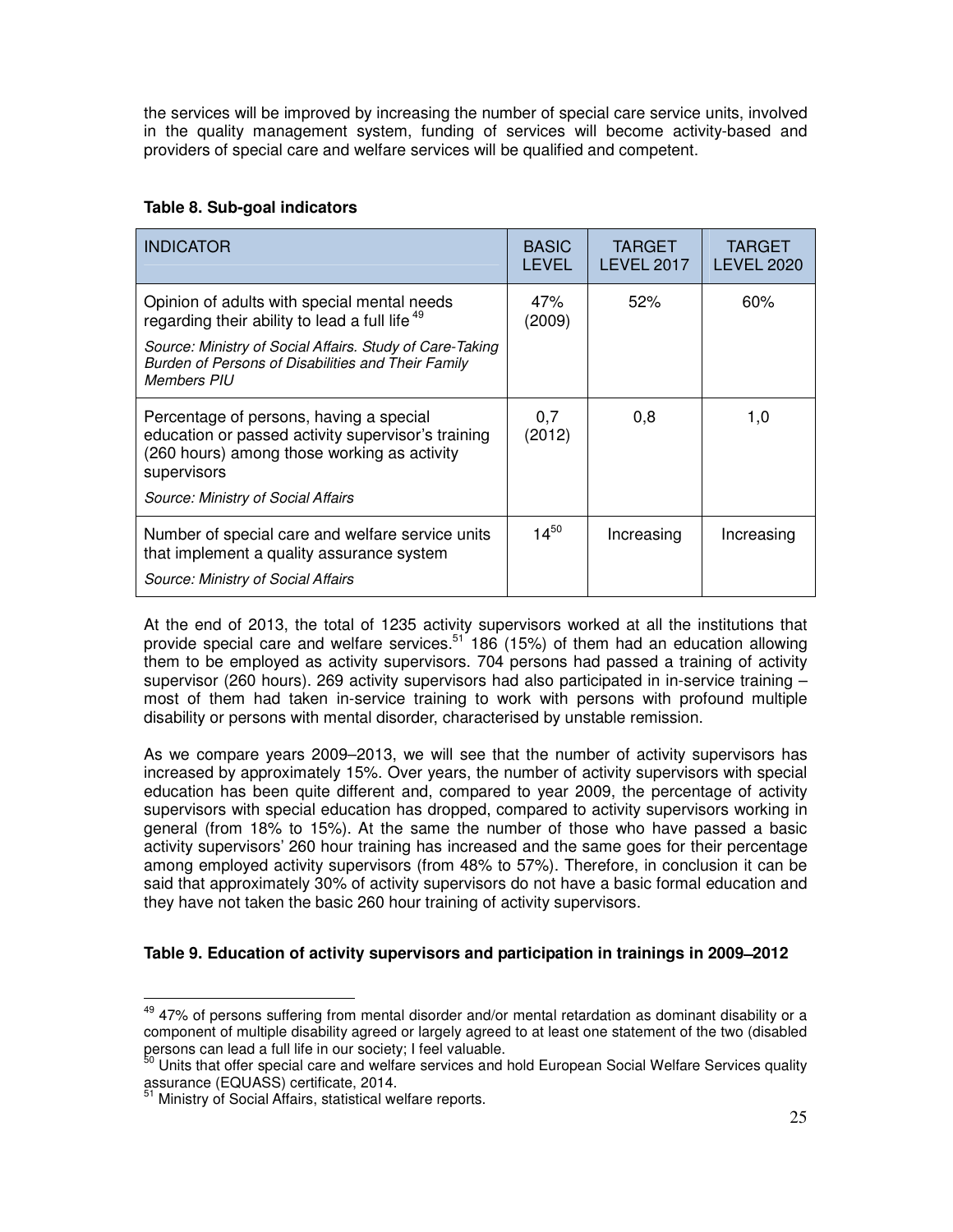the services will be improved by increasing the number of special care service units, involved in the quality management system, funding of services will become activity-based and providers of special care and welfare services will be qualified and competent.

**Table 8. Sub-goal indicators**

| INDICATOR | BASIC LEVEL | TARGET LEVEL 2017 | TARGET LEVEL 2020 |
|---|---|---|---|
| Opinion of adults with special mental needs regarding their ability to lead a full life [49] <br> *Source: Ministry of Social Affairs. Study of Care-Taking Burden of Persons of Disabilities and Their Family Members PIU* | 47% (2009) | 52% | 60% |
| Percentage of persons, having a special education or passed activity supervisor's training (260 hours) among those working as activity supervisors <br> *Source: Ministry of Social Affairs* | 0,7 (2012) | 0,8 | 1,0 |
| Number of special care and welfare service units that implement a quality assurance system <br> *Source: Ministry of Social Affairs* | 14[50] | Increasing | Increasing |

At the end of 2013, the total of 1235 activity supervisors worked at all the institutions that provide special care and welfare services.[51] 186 (15%) of them had an education allowing them to be employed as activity supervisors. 704 persons had passed a training of activity supervisor (260 hours). 269 activity supervisors had also participated in in-service training – most of them had taken in-service training to work with persons with profound multiple disability or persons with mental disorder, characterised by unstable remission.

As we compare years 2009–2013, we will see that the number of activity supervisors has increased by approximately 15%. Over years, the number of activity supervisors with special education has been quite different and, compared to year 2009, the percentage of activity supervisors with special education has dropped, compared to activity supervisors working in general (from 18% to 15%). At the same the number of those who have passed a basic activity supervisors' 260 hour training has increased and the same goes for their percentage among employed activity supervisors (from 48% to 57%). Therefore, in conclusion it can be said that approximately 30% of activity supervisors do not have a basic formal education and they have not taken the basic 260 hour training of activity supervisors.

**Table 9. Education of activity supervisors and participation in trainings in 2009–2012**

---

[49] 47% of persons suffering from mental disorder and/or mental retardation as dominant disability or a component of multiple disability agreed or largely agreed to at least one statement of the two (disabled persons can lead a full life in our society; I feel valuable.

[50] Units that offer special care and welfare services and hold European Social Welfare Services quality assurance (EQUASS) certificate, 2014.

[51] Ministry of Social Affairs, statistical welfare reports.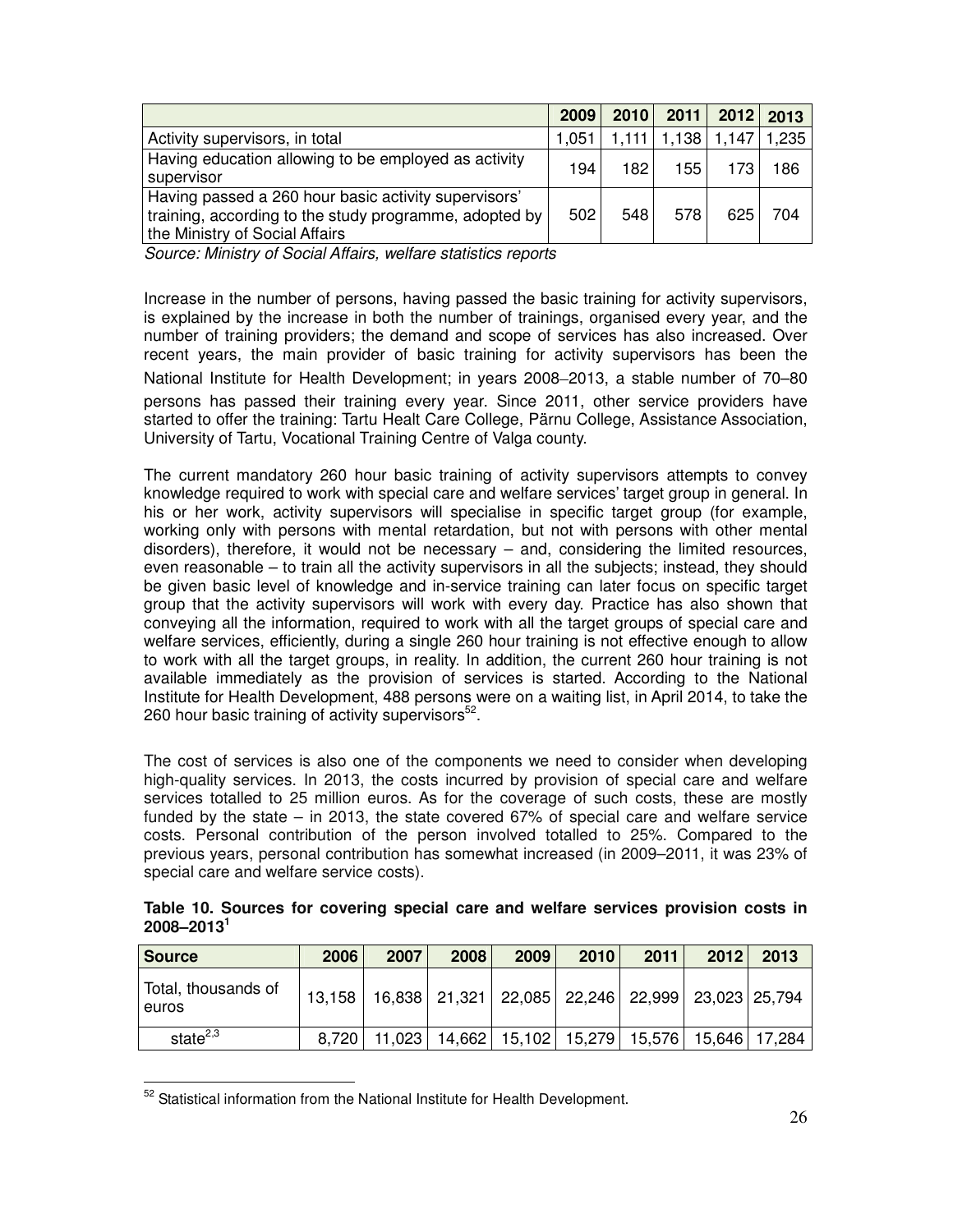| | 2009 | 2010 | 2011 | 2012 | 2013 |
|---|---|---|---|---|---|
| Activity supervisors, in total | 1,051 | 1,111 | 1,138 | 1,147 | 1,235 |
| Having education allowing to be employed as activity supervisor | 194 | 182 | 155 | 173 | 186 |
| Having passed a 260 hour basic activity supervisors' training, according to the study programme, adopted by the Ministry of Social Affairs | 502 | 548 | 578 | 625 | 704 |

*Source: Ministry of Social Affairs, welfare statistics reports*

Increase in the number of persons, having passed the basic training for activity supervisors, is explained by the increase in both the number of trainings, organised every year, and the number of training providers; the demand and scope of services has also increased. Over recent years, the main provider of basic training for activity supervisors has been the National Institute for Health Development; in years 2008–2013, a stable number of 70–80 persons has passed their training every year. Since 2011, other service providers have started to offer the training: Tartu Healt Care College, Pärnu College, Assistance Association, University of Tartu, Vocational Training Centre of Valga county.

The current mandatory 260 hour basic training of activity supervisors attempts to convey knowledge required to work with special care and welfare services' target group in general. In his or her work, activity supervisors will specialise in specific target group (for example, working only with persons with mental retardation, but not with persons with other mental disorders), therefore, it would not be necessary – and, considering the limited resources, even reasonable – to train all the activity supervisors in all the subjects; instead, they should be given basic level of knowledge and in-service training can later focus on specific target group that the activity supervisors will work with every day. Practice has also shown that conveying all the information, required to work with all the target groups of special care and welfare services, efficiently, during a single 260 hour training is not effective enough to allow to work with all the target groups, in reality. In addition, the current 260 hour training is not available immediately as the provision of services is started. According to the National Institute for Health Development, 488 persons were on a waiting list, in April 2014, to take the 260 hour basic training of activity supervisors[52].

The cost of services is also one of the components we need to consider when developing high-quality services. In 2013, the costs incurred by provision of special care and welfare services totalled to 25 million euros. As for the coverage of such costs, these are mostly funded by the state – in 2013, the state covered 67% of special care and welfare service costs. Personal contribution of the person involved totalled to 25%. Compared to the previous years, personal contribution has somewhat increased (in 2009–2011, it was 23% of special care and welfare service costs).

**Table 10. Sources for covering special care and welfare services provision costs in 2008–2013[1]**

| Source | 2006 | 2007 | 2008 | 2009 | 2010 | 2011 | 2012 | 2013 |
|---|---|---|---|---|---|---|---|---|
| Total, thousands of euros | 13,158 | 16,838 | 21,321 | 22,085 | 22,246 | 22,999 | 23,023 | 25,794 |
| state[2,3] | 8,720 | 11,023 | 14,662 | 15,102 | 15,279 | 15,576 | 15,646 | 17,284 |

[52] Statistical information from the National Institute for Health Development.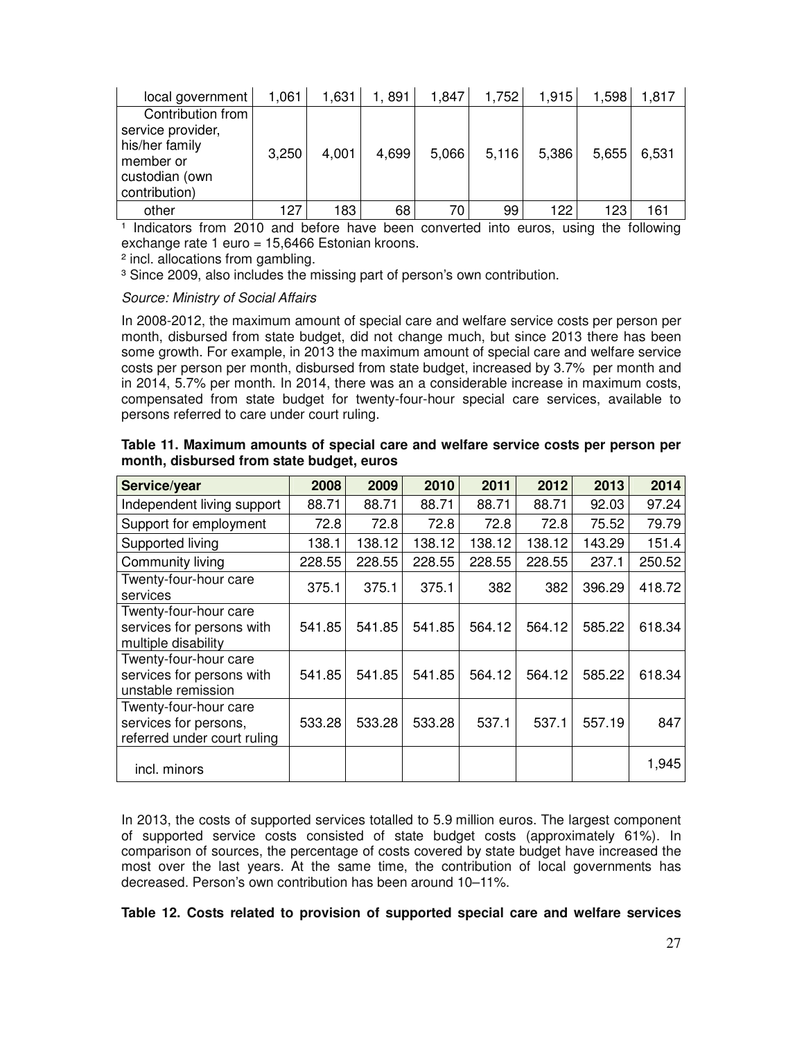| local government | 1,061 | 1,631 | 1, 891 | 1,847 | 1,752 | 1,915 | 1,598 | 1,817 |
|---|---|---|---|---|---|---|---|---|
| Contribution from service provider, his/her family member or custodian (own contribution) | 3,250 | 4,001 | 4,699 | 5,066 | 5,116 | 5,386 | 5,655 | 6,531 |
| other | 127 | 183 | 68 | 70 | 99 | 122 | 123 | 161 |

[1] Indicators from 2010 and before have been converted into euros, using the following exchange rate 1 euro = 15,6466 Estonian kroons.

[2] incl. allocations from gambling.

[3] Since 2009, also includes the missing part of person's own contribution.

*Source: Ministry of Social Affairs*

In 2008-2012, the maximum amount of special care and welfare service costs per person per month, disbursed from state budget, did not change much, but since 2013 there has been some growth. For example, in 2013 the maximum amount of special care and welfare service costs per person per month, disbursed from state budget, increased by 3.7% per month and in 2014, 5.7% per month. In 2014, there was an considerable increase in maximum costs, compensated from state budget for twenty-four-hour special care services, available to persons referred to care under court ruling.

**Table 11. Maximum amounts of special care and welfare service costs per person per month, disbursed from state budget, euros**

| Service/year | 2008 | 2009 | 2010 | 2011 | 2012 | 2013 | 2014 |
|---|---|---|---|---|---|---|---|
| Independent living support | 88.71 | 88.71 | 88.71 | 88.71 | 88.71 | 92.03 | 97.24 |
| Support for employment | 72.8 | 72.8 | 72.8 | 72.8 | 72.8 | 75.52 | 79.79 |
| Supported living | 138.1 | 138.12 | 138.12 | 138.12 | 138.12 | 143.29 | 151.4 |
| Community living | 228.55 | 228.55 | 228.55 | 228.55 | 228.55 | 237.1 | 250.52 |
| Twenty-four-hour care services | 375.1 | 375.1 | 375.1 | 382 | 382 | 396.29 | 418.72 |
| Twenty-four-hour care services for persons with multiple disability | 541.85 | 541.85 | 541.85 | 564.12 | 564.12 | 585.22 | 618.34 |
| Twenty-four-hour care services for persons with unstable remission | 541.85 | 541.85 | 541.85 | 564.12 | 564.12 | 585.22 | 618.34 |
| Twenty-four-hour care services for persons, referred under court ruling | 533.28 | 533.28 | 533.28 | 537.1 | 537.1 | 557.19 | 847 |
| incl. minors | | | | | | | 1,945 |

In 2013, the costs of supported services totalled to 5.9 million euros. The largest component of supported service costs consisted of state budget costs (approximately 61%). In comparison of sources, the percentage of costs covered by state budget have increased the most over the last years. At the same time, the contribution of local governments has decreased. Person's own contribution has been around 10–11%.

**Table 12. Costs related to provision of supported special care and welfare services**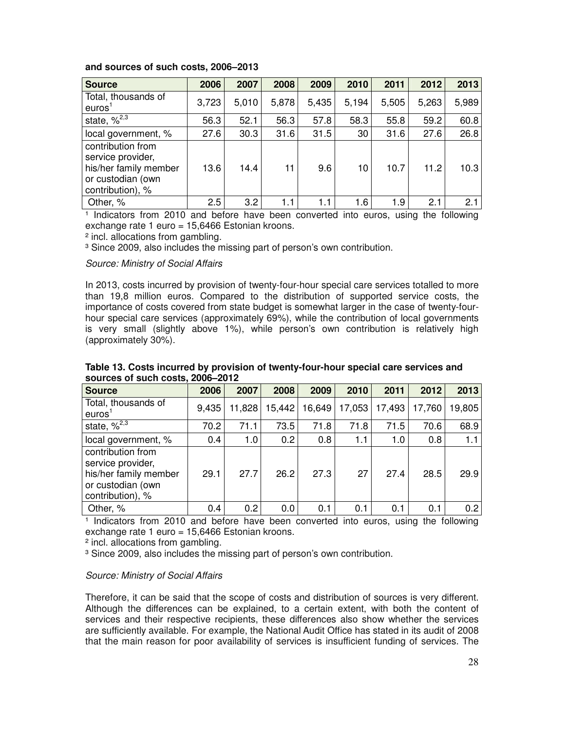**and sources of such costs, 2006–2013**

| Source | 2006 | 2007 | 2008 | 2009 | 2010 | 2011 | 2012 | 2013 |
|---|---|---|---|---|---|---|---|---|
| Total, thousands of euros[1] | 3,723 | 5,010 | 5,878 | 5,435 | 5,194 | 5,505 | 5,263 | 5,989 |
| state, %[2,3] | 56.3 | 52.1 | 56.3 | 57.8 | 58.3 | 55.8 | 59.2 | 60.8 |
| local government, % | 27.6 | 30.3 | 31.6 | 31.5 | 30 | 31.6 | 27.6 | 26.8 |
| contribution from service provider, his/her family member or custodian (own contribution), % | 13.6 | 14.4 | 11 | 9.6 | 10 | 10.7 | 11.2 | 10.3 |
| Other, % | 2.5 | 3.2 | 1.1 | 1.1 | 1.6 | 1.9 | 2.1 | 2.1 |

[1] Indicators from 2010 and before have been converted into euros, using the following exchange rate 1 euro = 15,6466 Estonian kroons.

[2] incl. allocations from gambling.

[3] Since 2009, also includes the missing part of person's own contribution.

*Source: Ministry of Social Affairs*

In 2013, costs incurred by provision of twenty-four-hour special care services totalled to more than 19,8 million euros. Compared to the distribution of supported service costs, the importance of costs covered from state budget is somewhat larger in the case of twenty-four-hour special care services (approximately 69%), while the contribution of local governments is very small (slightly above 1%), while person's own contribution is relatively high (approximately 30%).

**Table 13. Costs incurred by provision of twenty-four-hour special care services and sources of such costs, 2006–2012**

| Source | 2006 | 2007 | 2008 | 2009 | 2010 | 2011 | 2012 | 2013 |
|---|---|---|---|---|---|---|---|---|
| Total, thousands of euros[1] | 9,435 | 11,828 | 15,442 | 16,649 | 17,053 | 17,493 | 17,760 | 19,805 |
| state, %[2,3] | 70.2 | 71.1 | 73.5 | 71.8 | 71.8 | 71.5 | 70.6 | 68.9 |
| local government, % | 0.4 | 1.0 | 0.2 | 0.8 | 1.1 | 1.0 | 0.8 | 1.1 |
| contribution from service provider, his/her family member or custodian (own contribution), % | 29.1 | 27.7 | 26.2 | 27.3 | 27 | 27.4 | 28.5 | 29.9 |
| Other, % | 0.4 | 0.2 | 0.0 | 0.1 | 0.1 | 0.1 | 0.1 | 0.2 |

[1] Indicators from 2010 and before have been converted into euros, using the following exchange rate 1 euro = 15,6466 Estonian kroons.

[2] incl. allocations from gambling.

[3] Since 2009, also includes the missing part of person's own contribution.

*Source: Ministry of Social Affairs*

Therefore, it can be said that the scope of costs and distribution of sources is very different. Although the differences can be explained, to a certain extent, with both the content of services and their respective recipients, these differences also show whether the services are sufficiently available. For example, the National Audit Office has stated in its audit of 2008 that the main reason for poor availability of services is insufficient funding of services. The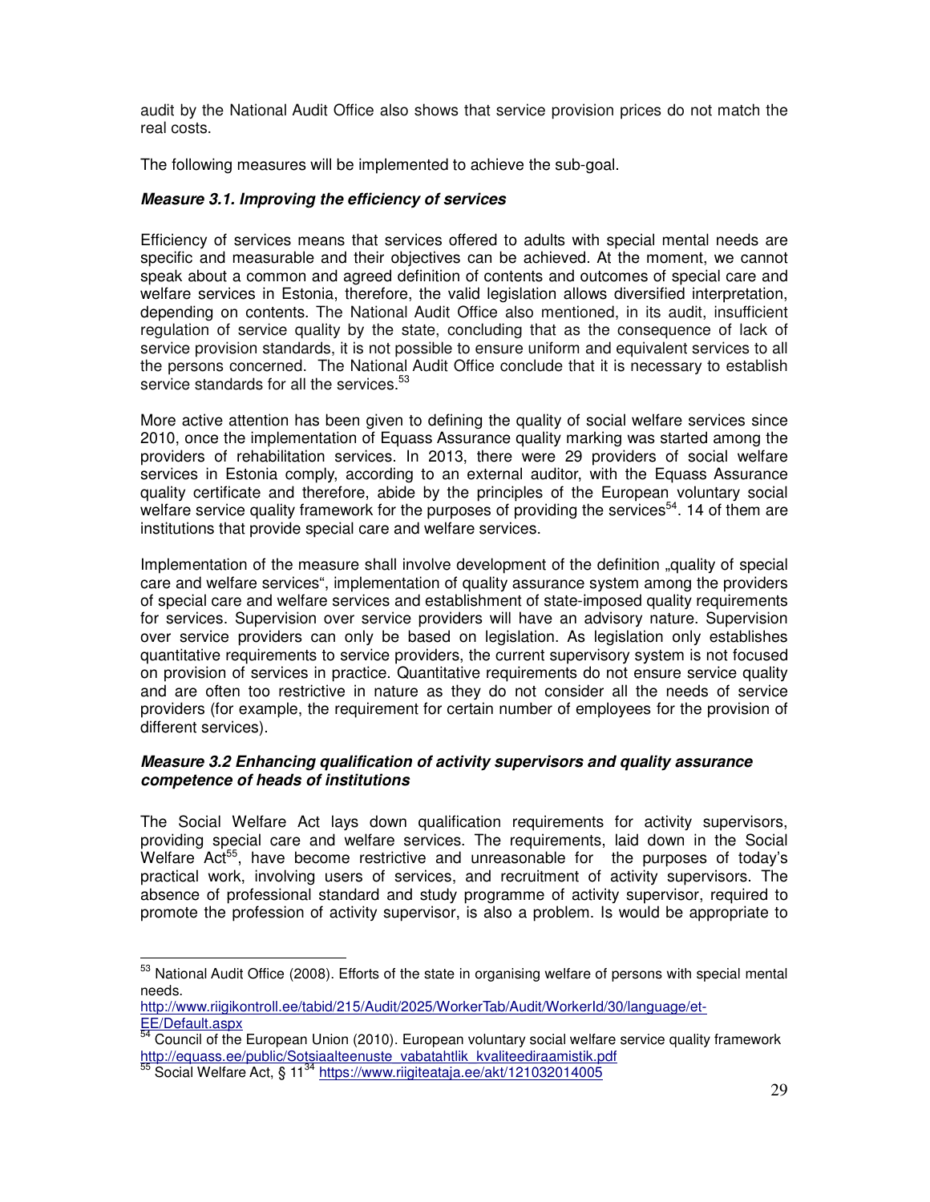audit by the National Audit Office also shows that service provision prices do not match the real costs.

The following measures will be implemented to achieve the sub-goal.

***Measure 3.1. Improving the efficiency of services***

Efficiency of services means that services offered to adults with special mental needs are specific and measurable and their objectives can be achieved. At the moment, we cannot speak about a common and agreed definition of contents and outcomes of special care and welfare services in Estonia, therefore, the valid legislation allows diversified interpretation, depending on contents. The National Audit Office also mentioned, in its audit, insufficient regulation of service quality by the state, concluding that as the consequence of lack of service provision standards, it is not possible to ensure uniform and equivalent services to all the persons concerned. The National Audit Office conclude that it is necessary to establish service standards for all the services.[53]

More active attention has been given to defining the quality of social welfare services since 2010, once the implementation of Equass Assurance quality marking was started among the providers of rehabilitation services. In 2013, there were 29 providers of social welfare services in Estonia comply, according to an external auditor, with the Equass Assurance quality certificate and therefore, abide by the principles of the European voluntary social welfare service quality framework for the purposes of providing the services[54]. 14 of them are institutions that provide special care and welfare services.

Implementation of the measure shall involve development of the definition „quality of special care and welfare services", implementation of quality assurance system among the providers of special care and welfare services and establishment of state-imposed quality requirements for services. Supervision over service providers will have an advisory nature. Supervision over service providers can only be based on legislation. As legislation only establishes quantitative requirements to service providers, the current supervisory system is not focused on provision of services in practice. Quantitative requirements do not ensure service quality and are often too restrictive in nature as they do not consider all the needs of service providers (for example, the requirement for certain number of employees for the provision of different services).

***Measure 3.2 Enhancing qualification of activity supervisors and quality assurance competence of heads of institutions***

The Social Welfare Act lays down qualification requirements for activity supervisors, providing special care and welfare services. The requirements, laid down in the Social Welfare Act[55], have become restrictive and unreasonable for the purposes of today's practical work, involving users of services, and recruitment of activity supervisors. The absence of professional standard and study programme of activity supervisor, required to promote the profession of activity supervisor, is also a problem. Is would be appropriate to

---

[53] National Audit Office (2008). Efforts of the state in organising welfare of persons with special mental needs. http://www.riigikontroll.ee/tabid/215/Audit/2025/WorkerTab/Audit/WorkerId/30/language/et-EE/Default.aspx

[54] Council of the European Union (2010). European voluntary social welfare service quality framework http://equass.ee/public/Sotsiaalteenuste_vabatahtlik_kvaliteediraamistik.pdf

[55] Social Welfare Act, § 11[34] https://www.riigiteataja.ee/akt/121032014005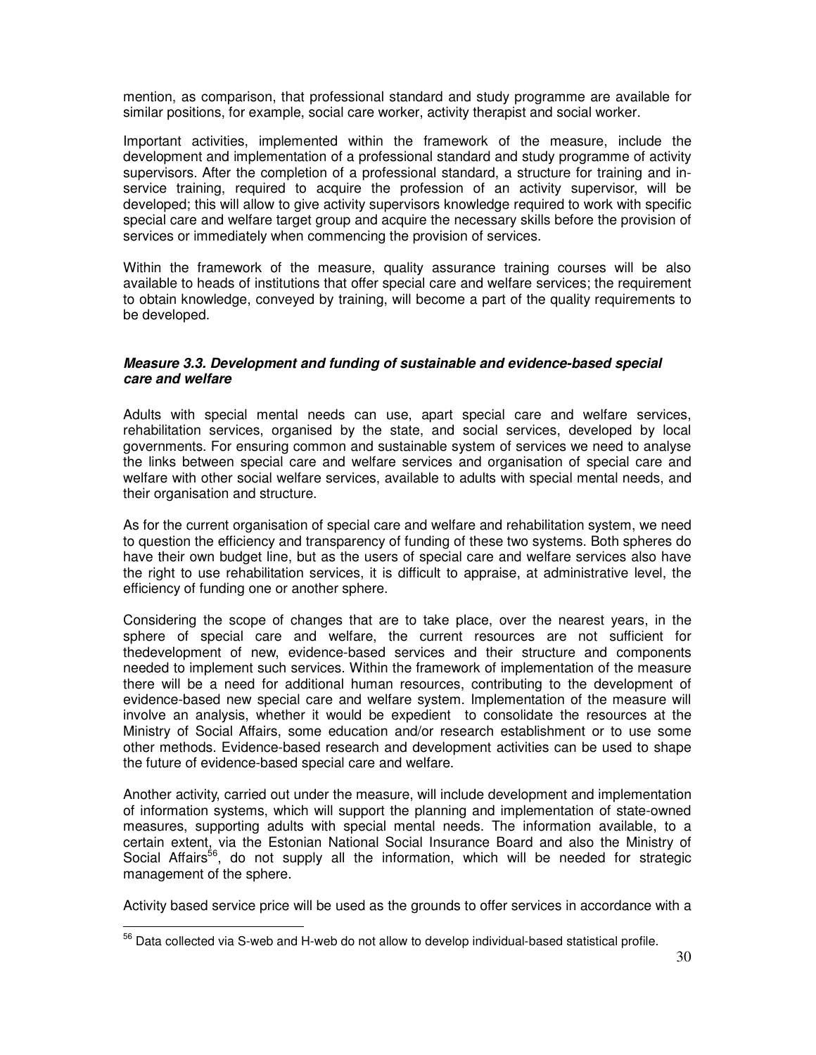mention, as comparison, that professional standard and study programme are available for similar positions, for example, social care worker, activity therapist and social worker.

Important activities, implemented within the framework of the measure, include the development and implementation of a professional standard and study programme of activity supervisors. After the completion of a professional standard, a structure for training and in-service training, required to acquire the profession of an activity supervisor, will be developed; this will allow to give activity supervisors knowledge required to work with specific special care and welfare target group and acquire the necessary skills before the provision of services or immediately when commencing the provision of services.

Within the framework of the measure, quality assurance training courses will be also available to heads of institutions that offer special care and welfare services; the requirement to obtain knowledge, conveyed by training, will become a part of the quality requirements to be developed.

#### ***Measure 3.3. Development and funding of sustainable and evidence-based special care and welfare***

Adults with special mental needs can use, apart special care and welfare services, rehabilitation services, organised by the state, and social services, developed by local governments. For ensuring common and sustainable system of services we need to analyse the links between special care and welfare services and organisation of special care and welfare with other social welfare services, available to adults with special mental needs, and their organisation and structure.

As for the current organisation of special care and welfare and rehabilitation system, we need to question the efficiency and transparency of funding of these two systems. Both spheres do have their own budget line, but as the users of special care and welfare services also have the right to use rehabilitation services, it is difficult to appraise, at administrative level, the efficiency of funding one or another sphere.

Considering the scope of changes that are to take place, over the nearest years, in the sphere of special care and welfare, the current resources are not sufficient for thedevelopment of new, evidence-based services and their structure and components needed to implement such services. Within the framework of implementation of the measure there will be a need for additional human resources, contributing to the development of evidence-based new special care and welfare system. Implementation of the measure will involve an analysis, whether it would be expedient to consolidate the resources at the Ministry of Social Affairs, some education and/or research establishment or to use some other methods. Evidence-based research and development activities can be used to shape the future of evidence-based special care and welfare.

Another activity, carried out under the measure, will include development and implementation of information systems, which will support the planning and implementation of state-owned measures, supporting adults with special mental needs. The information available, to a certain extent, via the Estonian National Social Insurance Board and also the Ministry of Social Affairs[56], do not supply all the information, which will be needed for strategic management of the sphere.

Activity based service price will be used as the grounds to offer services in accordance with a

---

[56] Data collected via S-web and H-web do not allow to develop individual-based statistical profile.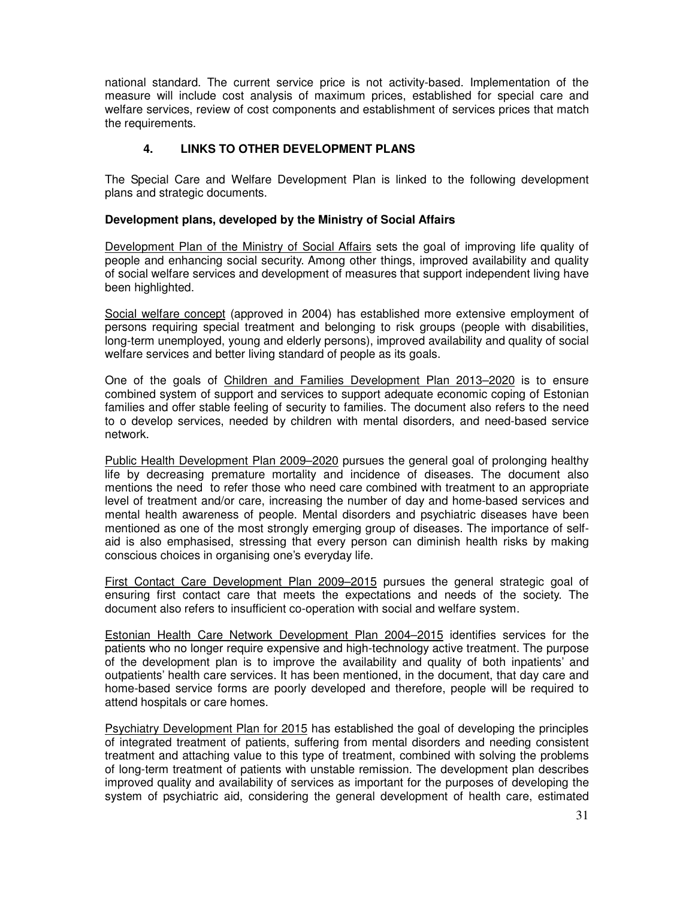national standard. The current service price is not activity-based. Implementation of the measure will include cost analysis of maximum prices, established for special care and welfare services, review of cost components and establishment of services prices that match the requirements.

## 4. LINKS TO OTHER DEVELOPMENT PLANS

The Special Care and Welfare Development Plan is linked to the following development plans and strategic documents.

**Development plans, developed by the Ministry of Social Affairs**

Development Plan of the Ministry of Social Affairs sets the goal of improving life quality of people and enhancing social security. Among other things, improved availability and quality of social welfare services and development of measures that support independent living have been highlighted.

Social welfare concept (approved in 2004) has established more extensive employment of persons requiring special treatment and belonging to risk groups (people with disabilities, long-term unemployed, young and elderly persons), improved availability and quality of social welfare services and better living standard of people as its goals.

One of the goals of Children and Families Development Plan 2013–2020 is to ensure combined system of support and services to support adequate economic coping of Estonian families and offer stable feeling of security to families. The document also refers to the need to o develop services, needed by children with mental disorders, and need-based service network.

Public Health Development Plan 2009–2020 pursues the general goal of prolonging healthy life by decreasing premature mortality and incidence of diseases. The document also mentions the need to refer those who need care combined with treatment to an appropriate level of treatment and/or care, increasing the number of day and home-based services and mental health awareness of people. Mental disorders and psychiatric diseases have been mentioned as one of the most strongly emerging group of diseases. The importance of self-aid is also emphasised, stressing that every person can diminish health risks by making conscious choices in organising one's everyday life.

First Contact Care Development Plan 2009–2015 pursues the general strategic goal of ensuring first contact care that meets the expectations and needs of the society. The document also refers to insufficient co-operation with social and welfare system.

Estonian Health Care Network Development Plan 2004–2015 identifies services for the patients who no longer require expensive and high-technology active treatment. The purpose of the development plan is to improve the availability and quality of both inpatients' and outpatients' health care services. It has been mentioned, in the document, that day care and home-based service forms are poorly developed and therefore, people will be required to attend hospitals or care homes.

Psychiatry Development Plan for 2015 has established the goal of developing the principles of integrated treatment of patients, suffering from mental disorders and needing consistent treatment and attaching value to this type of treatment, combined with solving the problems of long-term treatment of patients with unstable remission. The development plan describes improved quality and availability of services as important for the purposes of developing the system of psychiatric aid, considering the general development of health care, estimated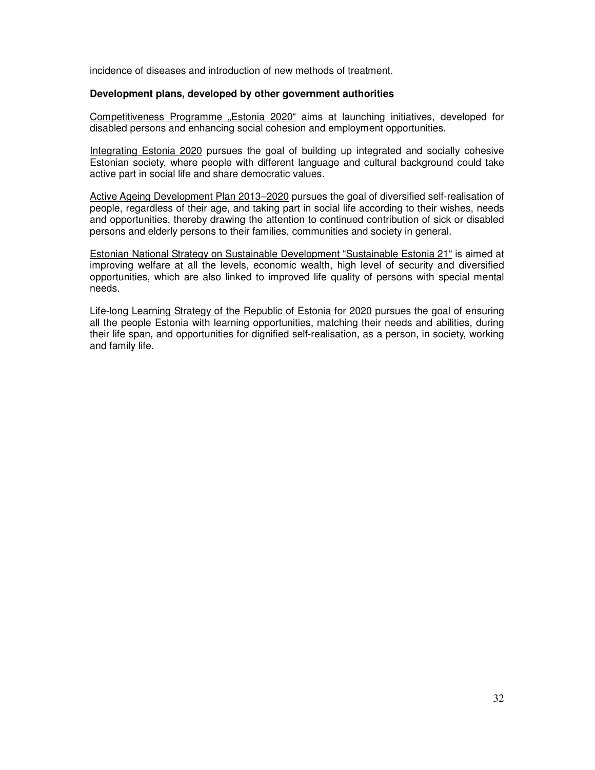incidence of diseases and introduction of new methods of treatment.

**Development plans, developed by other government authorities**

Competitiveness Programme „Estonia 2020“ aims at launching initiatives, developed for disabled persons and enhancing social cohesion and employment opportunities.

Integrating Estonia 2020 pursues the goal of building up integrated and socially cohesive Estonian society, where people with different language and cultural background could take active part in social life and share democratic values.

Active Ageing Development Plan 2013–2020 pursues the goal of diversified self-realisation of people, regardless of their age, and taking part in social life according to their wishes, needs and opportunities, thereby drawing the attention to continued contribution of sick or disabled persons and elderly persons to their families, communities and society in general.

Estonian National Strategy on Sustainable Development “Sustainable Estonia 21“ is aimed at improving welfare at all the levels, economic wealth, high level of security and diversified opportunities, which are also linked to improved life quality of persons with special mental needs.

Life-long Learning Strategy of the Republic of Estonia for 2020 pursues the goal of ensuring all the people Estonia with learning opportunities, matching their needs and abilities, during their life span, and opportunities for dignified self-realisation, as a person, in society, working and family life.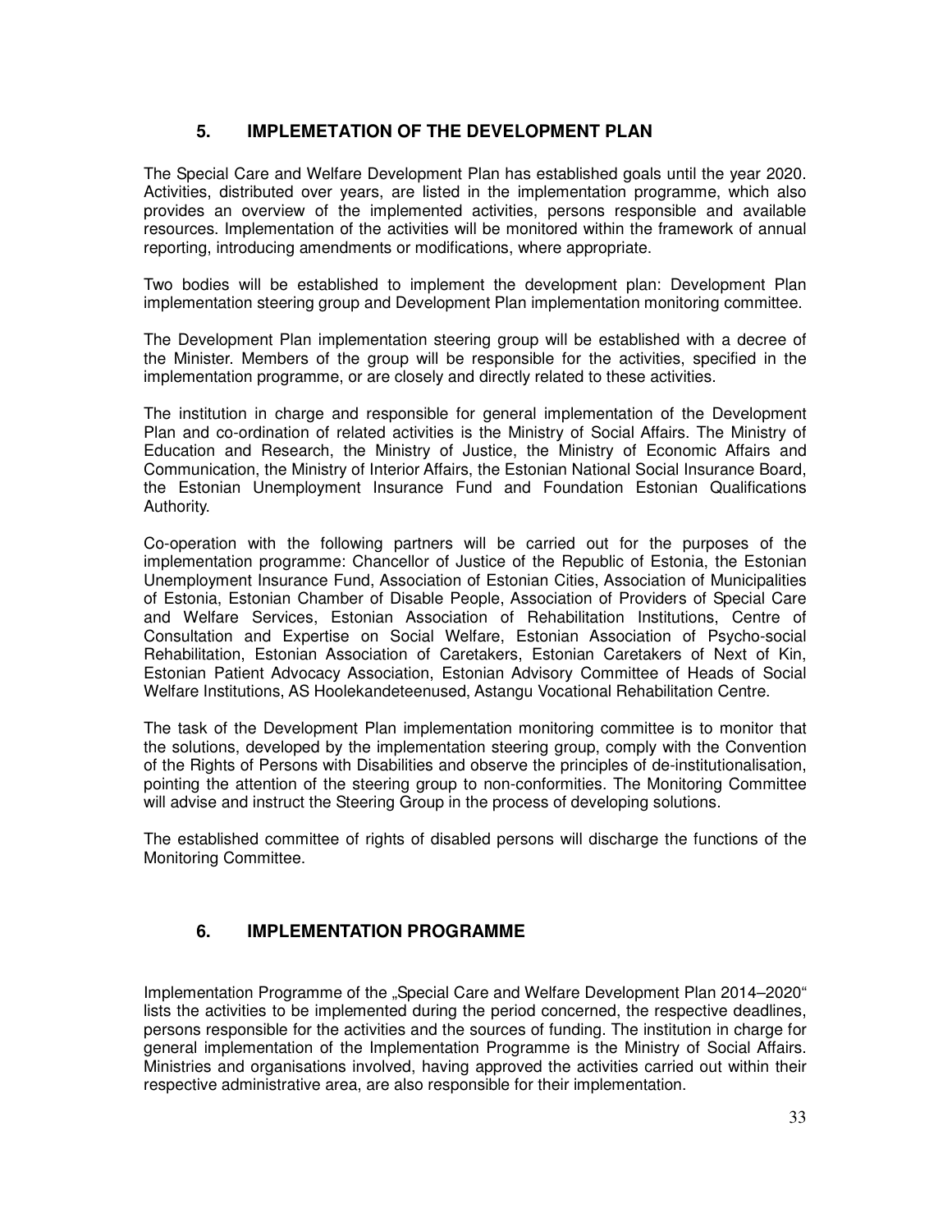## 5. IMPLEMETATION OF THE DEVELOPMENT PLAN

The Special Care and Welfare Development Plan has established goals until the year 2020. Activities, distributed over years, are listed in the implementation programme, which also provides an overview of the implemented activities, persons responsible and available resources. Implementation of the activities will be monitored within the framework of annual reporting, introducing amendments or modifications, where appropriate.

Two bodies will be established to implement the development plan: Development Plan implementation steering group and Development Plan implementation monitoring committee.

The Development Plan implementation steering group will be established with a decree of the Minister. Members of the group will be responsible for the activities, specified in the implementation programme, or are closely and directly related to these activities.

The institution in charge and responsible for general implementation of the Development Plan and co-ordination of related activities is the Ministry of Social Affairs. The Ministry of Education and Research, the Ministry of Justice, the Ministry of Economic Affairs and Communication, the Ministry of Interior Affairs, the Estonian National Social Insurance Board, the Estonian Unemployment Insurance Fund and Foundation Estonian Qualifications Authority.

Co-operation with the following partners will be carried out for the purposes of the implementation programme: Chancellor of Justice of the Republic of Estonia, the Estonian Unemployment Insurance Fund, Association of Estonian Cities, Association of Municipalities of Estonia, Estonian Chamber of Disable People, Association of Providers of Special Care and Welfare Services, Estonian Association of Rehabilitation Institutions, Centre of Consultation and Expertise on Social Welfare, Estonian Association of Psycho-social Rehabilitation, Estonian Association of Caretakers, Estonian Caretakers of Next of Kin, Estonian Patient Advocacy Association, Estonian Advisory Committee of Heads of Social Welfare Institutions, AS Hoolekandeteenused, Astangu Vocational Rehabilitation Centre.

The task of the Development Plan implementation monitoring committee is to monitor that the solutions, developed by the implementation steering group, comply with the Convention of the Rights of Persons with Disabilities and observe the principles of de-institutionalisation, pointing the attention of the steering group to non-conformities. The Monitoring Committee will advise and instruct the Steering Group in the process of developing solutions.

The established committee of rights of disabled persons will discharge the functions of the Monitoring Committee.

## 6. IMPLEMENTATION PROGRAMME

Implementation Programme of the „Special Care and Welfare Development Plan 2014–2020" lists the activities to be implemented during the period concerned, the respective deadlines, persons responsible for the activities and the sources of funding. The institution in charge for general implementation of the Implementation Programme is the Ministry of Social Affairs. Ministries and organisations involved, having approved the activities carried out within their respective administrative area, are also responsible for their implementation.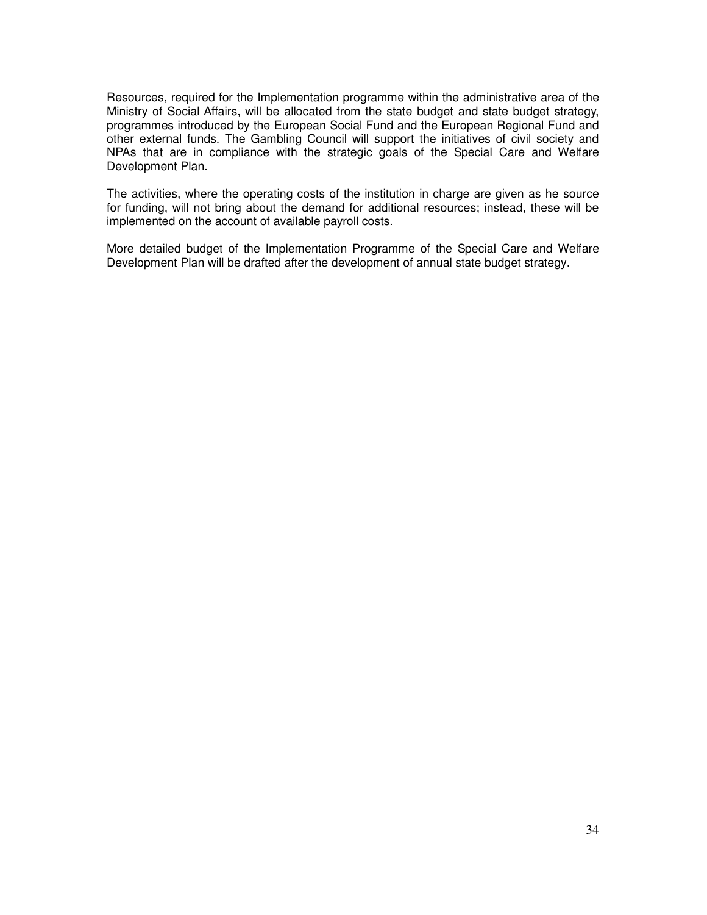Resources, required for the Implementation programme within the administrative area of the Ministry of Social Affairs, will be allocated from the state budget and state budget strategy, programmes introduced by the European Social Fund and the European Regional Fund and other external funds. The Gambling Council will support the initiatives of civil society and NPAs that are in compliance with the strategic goals of the Special Care and Welfare Development Plan.

The activities, where the operating costs of the institution in charge are given as he source for funding, will not bring about the demand for additional resources; instead, these will be implemented on the account of available payroll costs.

More detailed budget of the Implementation Programme of the Special Care and Welfare Development Plan will be drafted after the development of annual state budget strategy.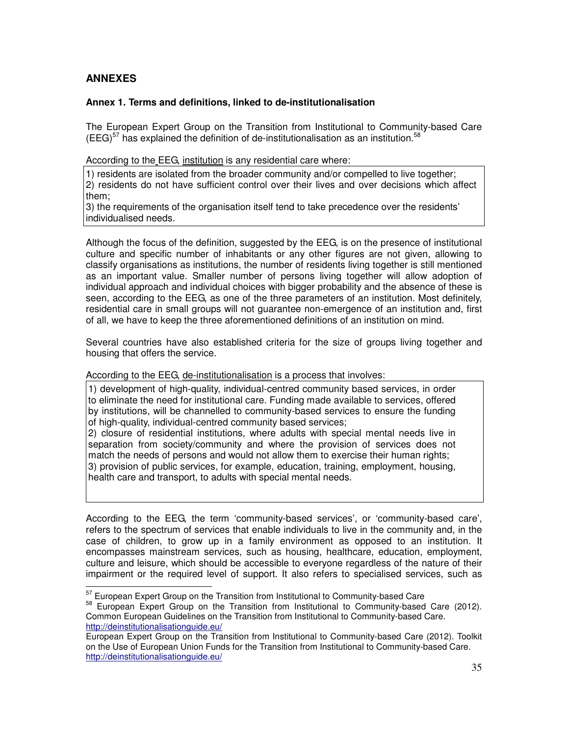## ANNEXES

### Annex 1. Terms and definitions, linked to de-institutionalisation

The European Expert Group on the Transition from Institutional to Community-based Care (EEG)[57] has explained the definition of de-institutionalisation as an institution.[58]

According to the EEG, institution is any residential care where:

1) residents are isolated from the broader community and/or compelled to live together;
2) residents do not have sufficient control over their lives and over decisions which affect them;
3) the requirements of the organisation itself tend to take precedence over the residents' individualised needs.

Although the focus of the definition, suggested by the EEG, is on the presence of institutional culture and specific number of inhabitants or any other figures are not given, allowing to classify organisations as institutions, the number of residents living together is still mentioned as an important value. Smaller number of persons living together will allow adoption of individual approach and individual choices with bigger probability and the absence of these is seen, according to the EEG, as one of the three parameters of an institution. Most definitely, residential care in small groups will not guarantee non-emergence of an institution and, first of all, we have to keep the three aforementioned definitions of an institution on mind.

Several countries have also established criteria for the size of groups living together and housing that offers the service.

According to the EEG, de-institutionalisation is a process that involves:

1) development of high-quality, individual-centred community based services, in order to eliminate the need for institutional care. Funding made available to services, offered by institutions, will be channelled to community-based services to ensure the funding of high-quality, individual-centred community based services;
2) closure of residential institutions, where adults with special mental needs live in separation from society/community and where the provision of services does not match the needs of persons and would not allow them to exercise their human rights;
3) provision of public services, for example, education, training, employment, housing, health care and transport, to adults with special mental needs.

According to the EEG, the term 'community-based services', or 'community-based care', refers to the spectrum of services that enable individuals to live in the community and, in the case of children, to grow up in a family environment as opposed to an institution. It encompasses mainstream services, such as housing, healthcare, education, employment, culture and leisure, which should be accessible to everyone regardless of the nature of their impairment or the required level of support. It also refers to specialised services, such as

---

[57] European Expert Group on the Transition from Institutional to Community-based Care

[58] European Expert Group on the Transition from Institutional to Community-based Care (2012). Common European Guidelines on the Transition from Institutional to Community-based Care. http://deinstitutionalisationguide.eu/

European Expert Group on the Transition from Institutional to Community-based Care (2012). Toolkit on the Use of European Union Funds for the Transition from Institutional to Community-based Care. http://deinstitutionalisationguide.eu/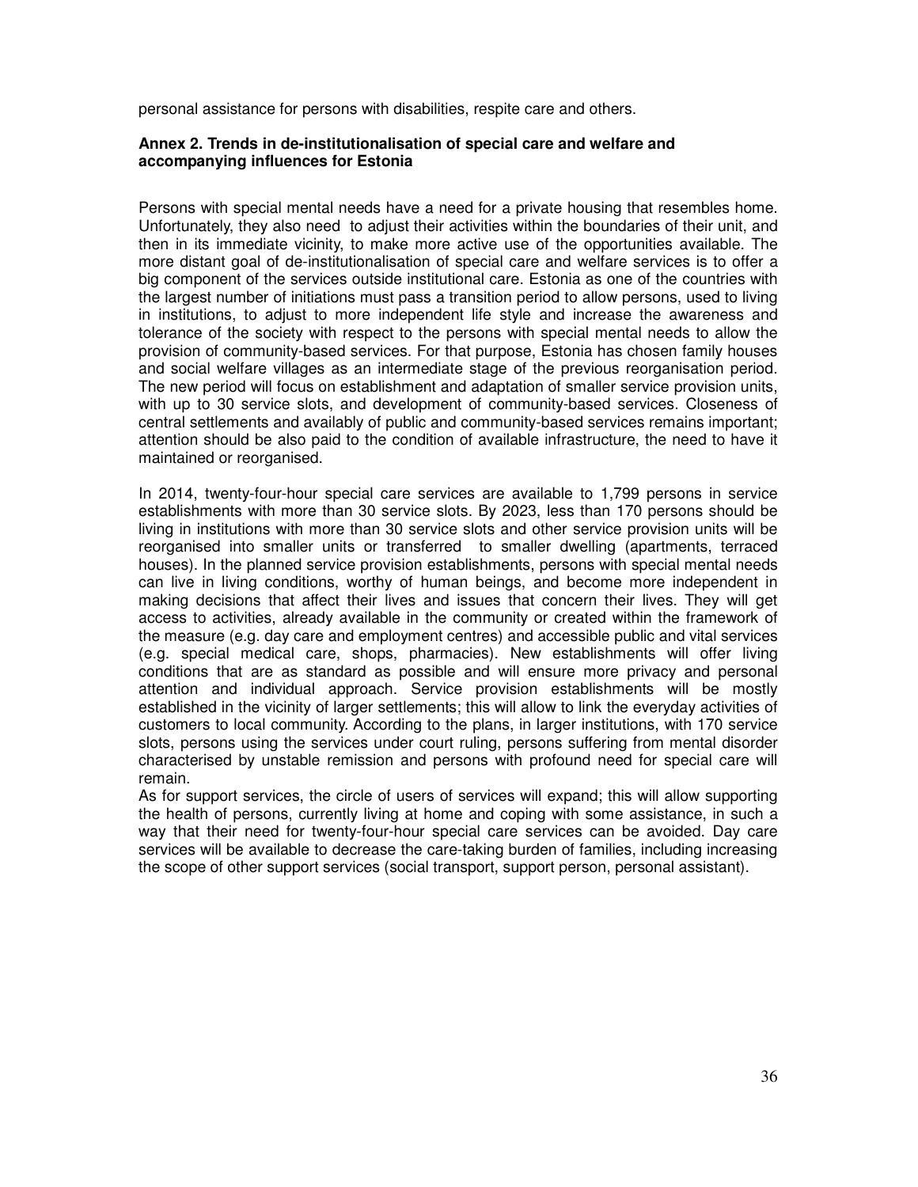personal assistance for persons with disabilities, respite care and others.

### Annex 2. Trends in de-institutionalisation of special care and welfare and accompanying influences for Estonia

Persons with special mental needs have a need for a private housing that resembles home. Unfortunately, they also need to adjust their activities within the boundaries of their unit, and then in its immediate vicinity, to make more active use of the opportunities available. The more distant goal of de-institutionalisation of special care and welfare services is to offer a big component of the services outside institutional care. Estonia as one of the countries with the largest number of initiations must pass a transition period to allow persons, used to living in institutions, to adjust to more independent life style and increase the awareness and tolerance of the society with respect to the persons with special mental needs to allow the provision of community-based services. For that purpose, Estonia has chosen family houses and social welfare villages as an intermediate stage of the previous reorganisation period. The new period will focus on establishment and adaptation of smaller service provision units, with up to 30 service slots, and development of community-based services. Closeness of central settlements and availably of public and community-based services remains important; attention should be also paid to the condition of available infrastructure, the need to have it maintained or reorganised.

In 2014, twenty-four-hour special care services are available to 1,799 persons in service establishments with more than 30 service slots. By 2023, less than 170 persons should be living in institutions with more than 30 service slots and other service provision units will be reorganised into smaller units or transferred to smaller dwelling (apartments, terraced houses). In the planned service provision establishments, persons with special mental needs can live in living conditions, worthy of human beings, and become more independent in making decisions that affect their lives and issues that concern their lives. They will get access to activities, already available in the community or created within the framework of the measure (e.g. day care and employment centres) and accessible public and vital services (e.g. special medical care, shops, pharmacies). New establishments will offer living conditions that are as standard as possible and will ensure more privacy and personal attention and individual approach. Service provision establishments will be mostly established in the vicinity of larger settlements; this will allow to link the everyday activities of customers to local community. According to the plans, in larger institutions, with 170 service slots, persons using the services under court ruling, persons suffering from mental disorder characterised by unstable remission and persons with profound need for special care will remain.

As for support services, the circle of users of services will expand; this will allow supporting the health of persons, currently living at home and coping with some assistance, in such a way that their need for twenty-four-hour special care services can be avoided. Day care services will be available to decrease the care-taking burden of families, including increasing the scope of other support services (social transport, support person, personal assistant).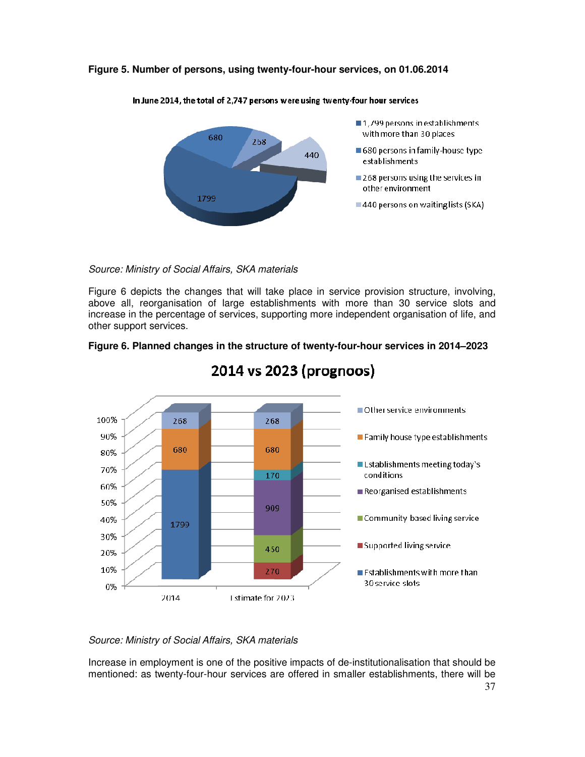**Figure 5. Number of persons, using twenty-four-hour services, on 01.06.2014**

In June 2014, the total of 2,747 persons were using twenty-four hour services

- 1,799 persons in establishments with more than 30 places
- 680 persons in family-house type establishments
- 268 persons using the services in other environment
- 440 persons on waiting lists (SKA)

*Source: Ministry of Social Affairs, SKA materials*

Figure 6 depicts the changes that will take place in service provision structure, involving, above all, reorganisation of large establishments with more than 30 service slots and increase in the percentage of services, supporting more independent organisation of life, and other support services.

**Figure 6. Planned changes in the structure of twenty-four-hour services in 2014–2023**

2014 vs 2023 (prognoos)

| | 2014 | Estimate for 2023 |
|---|---|---|
| Other service environments | 268 | 268 |
| Family house type establishments | 680 | 680 |
| Establishments meeting today's conditions | | 170 |
| Reorganised establishments | | 909 |
| Community based living service | | 450 |
| Supported living service | | 270 |
| Establishments with more than 30 service slots | 1799 | |

*Source: Ministry of Social Affairs, SKA materials*

Increase in employment is one of the positive impacts of de-institutionalisation that should be mentioned: as twenty-four-hour services are offered in smaller establishments, there will be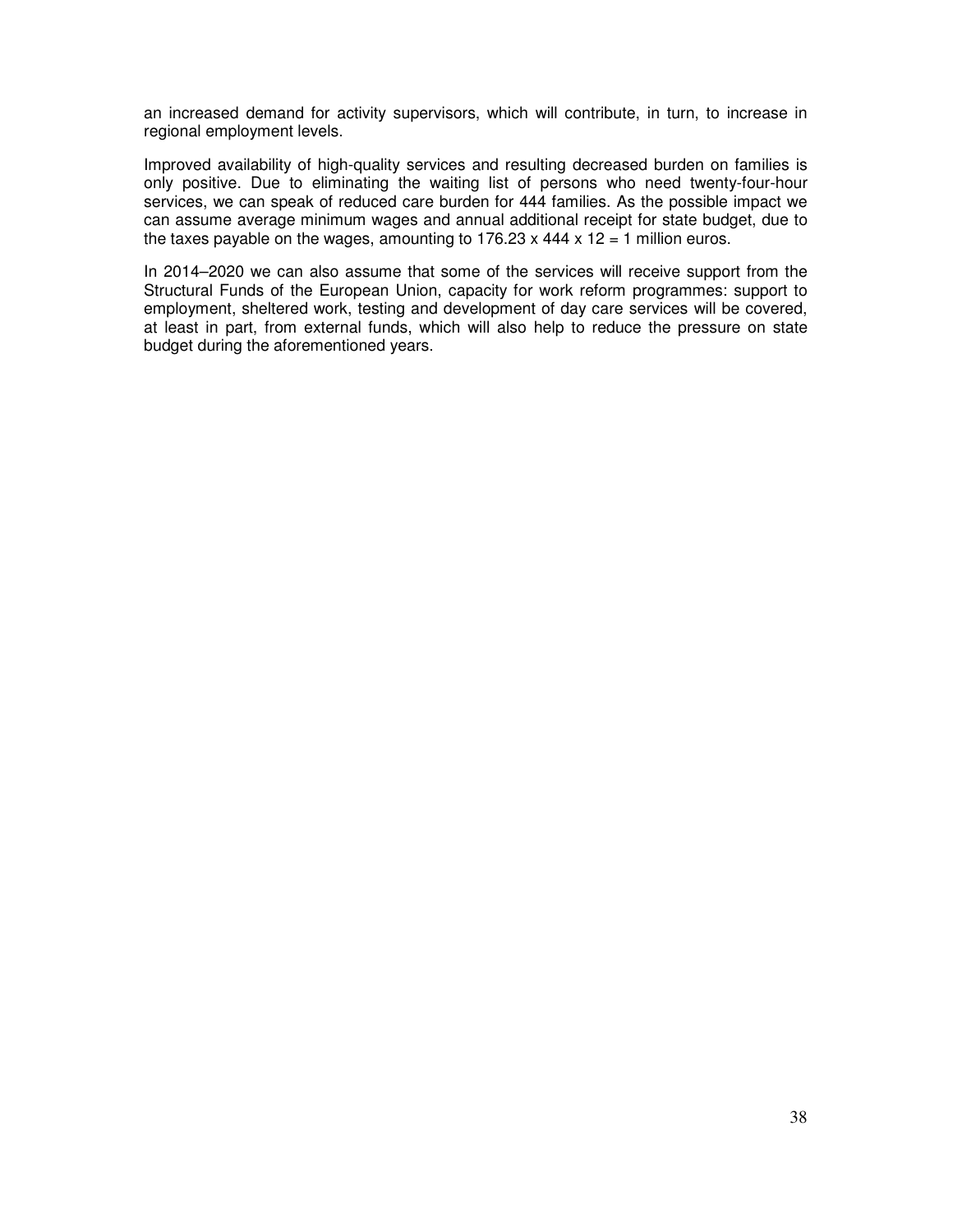an increased demand for activity supervisors, which will contribute, in turn, to increase in regional employment levels.

Improved availability of high-quality services and resulting decreased burden on families is only positive. Due to eliminating the waiting list of persons who need twenty-four-hour services, we can speak of reduced care burden for 444 families. As the possible impact we can assume average minimum wages and annual additional receipt for state budget, due to the taxes payable on the wages, amounting to 176.23 x 444 x 12 = 1 million euros.

In 2014–2020 we can also assume that some of the services will receive support from the Structural Funds of the European Union, capacity for work reform programmes: support to employment, sheltered work, testing and development of day care services will be covered, at least in part, from external funds, which will also help to reduce the pressure on state budget during the aforementioned years.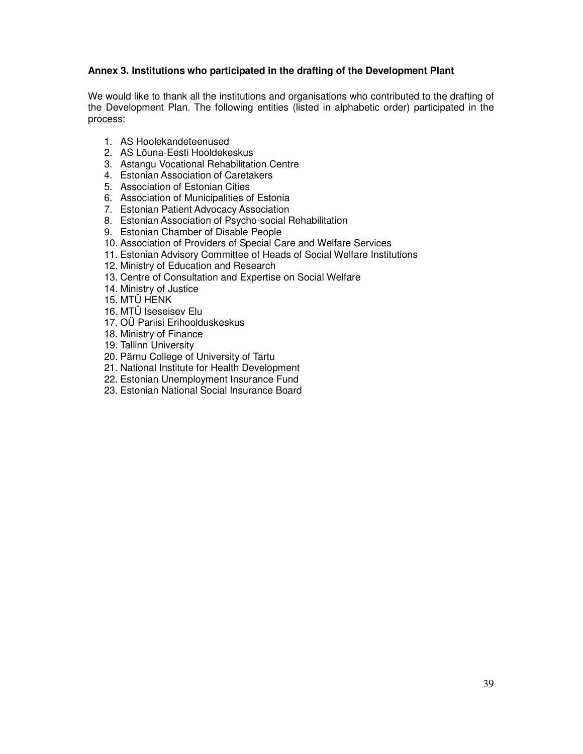**Annex 3. Institutions who participated in the drafting of the Development Plant**

We would like to thank all the institutions and organisations who contributed to the drafting of the Development Plan. The following entities (listed in alphabetic order) participated in the process:

1. AS Hoolekandeteenused
2. AS Lõuna-Eesti Hooldekeskus
3. Astangu Vocational Rehabilitation Centre
4. Estonian Association of Caretakers
5. Association of Estonian Cities
6. Association of Municipalities of Estonia
7. Estonian Patient Advocacy Association
8. Estonian Association of Psycho-social Rehabilitation
9. Estonian Chamber of Disable People
10. Association of Providers of Special Care and Welfare Services
11. Estonian Advisory Committee of Heads of Social Welfare Institutions
12. Ministry of Education and Research
13. Centre of Consultation and Expertise on Social Welfare
14. Ministry of Justice
15. MTÜ HENK
16. MTÜ Iseseisev Elu
17. OÜ Pariisi Erihoolduskeskus
18. Ministry of Finance
19. Tallinn University
20. Pärnu College of University of Tartu
21. National Institute for Health Development
22. Estonian Unemployment Insurance Fund
23. Estonian National Social Insurance Board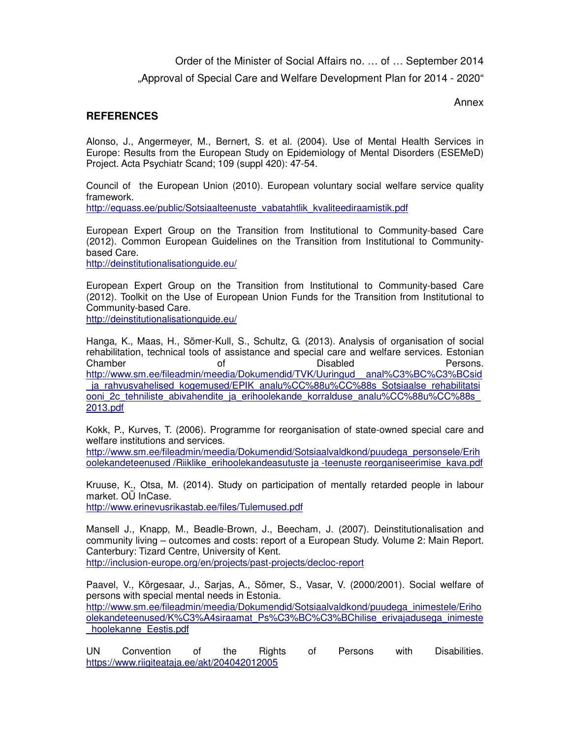Order of the Minister of Social Affairs no. … of … September 2014

„Approval of Special Care and Welfare Development Plan for 2014 - 2020“

Annex

**REFERENCES**

Alonso, J., Angermeyer, M., Bernert, S. et al. (2004). Use of Mental Health Services in Europe: Results from the European Study on Epidemiology of Mental Disorders (ESEMeD) Project. Acta Psychiatr Scand; 109 (suppl 420): 47-54.

Council of the European Union (2010). European voluntary social welfare service quality framework.
http://equass.ee/public/Sotsiaalteenuste_vabatahtlik_kvaliteediraamistik.pdf

European Expert Group on the Transition from Institutional to Community-based Care (2012). Common European Guidelines on the Transition from Institutional to Community-based Care.
http://deinstitutionalisationguide.eu/

European Expert Group on the Transition from Institutional to Community-based Care (2012). Toolkit on the Use of European Union Funds for the Transition from Institutional to Community-based Care.
http://deinstitutionalisationguide.eu/

Hanga, K., Maas, H., Sõmer-Kull, S., Schultz, G. (2013). Analysis of organisation of social rehabilitation, technical tools of assistance and special care and welfare services. Estonian Chamber of Disabled Persons.
http://www.sm.ee/fileadmin/meedia/Dokumendid/TVK/Uuringud__anal%C3%BC%C3%BCsid_ja_rahvusvahelised_kogemused/EPIK_analu%CC%88u%CC%88s_Sotsiaalse_rehabilitatsiooni_2c_tehniliste_abivahendite_ja_erihoolekande_korralduse_analu%CC%88u%CC%88s_2013.pdf

Kokk, P., Kurves, T. (2006). Programme for reorganisation of state-owned special care and welfare institutions and services.
http://www.sm.ee/fileadmin/meedia/Dokumendid/Sotsiaalvaldkond/puudega_personsele/Erihoolekandeteenused /Riiklike_erihoolekandeasutuste ja -teenuste reorganiseerimise_kava.pdf

Kruuse, K., Otsa, M. (2014). Study on participation of mentally retarded people in labour market. OÜ InCase.
http://www.erinevusrikastab.ee/files/Tulemused.pdf

Mansell J., Knapp, M., Beadle-Brown, J., Beecham, J. (2007). Deinstitutionalisation and community living – outcomes and costs: report of a European Study. Volume 2: Main Report. Canterbury: Tizard Centre, University of Kent.
http://inclusion-europe.org/en/projects/past-projects/decloc-report

Paavel, V., Kõrgesaar, J., Sarjas, A., Sõmer, S., Vasar, V. (2000/2001). Social welfare of persons with special mental needs in Estonia.
http://www.sm.ee/fileadmin/meedia/Dokumendid/Sotsiaalvaldkond/puudega_inimestele/Erihoolekandeteenused/K%C3%A4siraamat_Ps%C3%BC%C3%BChilise_erivajadusega_inimeste_hoolekanne_Eestis.pdf

UN Convention of the Rights of Persons with Disabilities.
https://www.riigiteataja.ee/akt/204042012005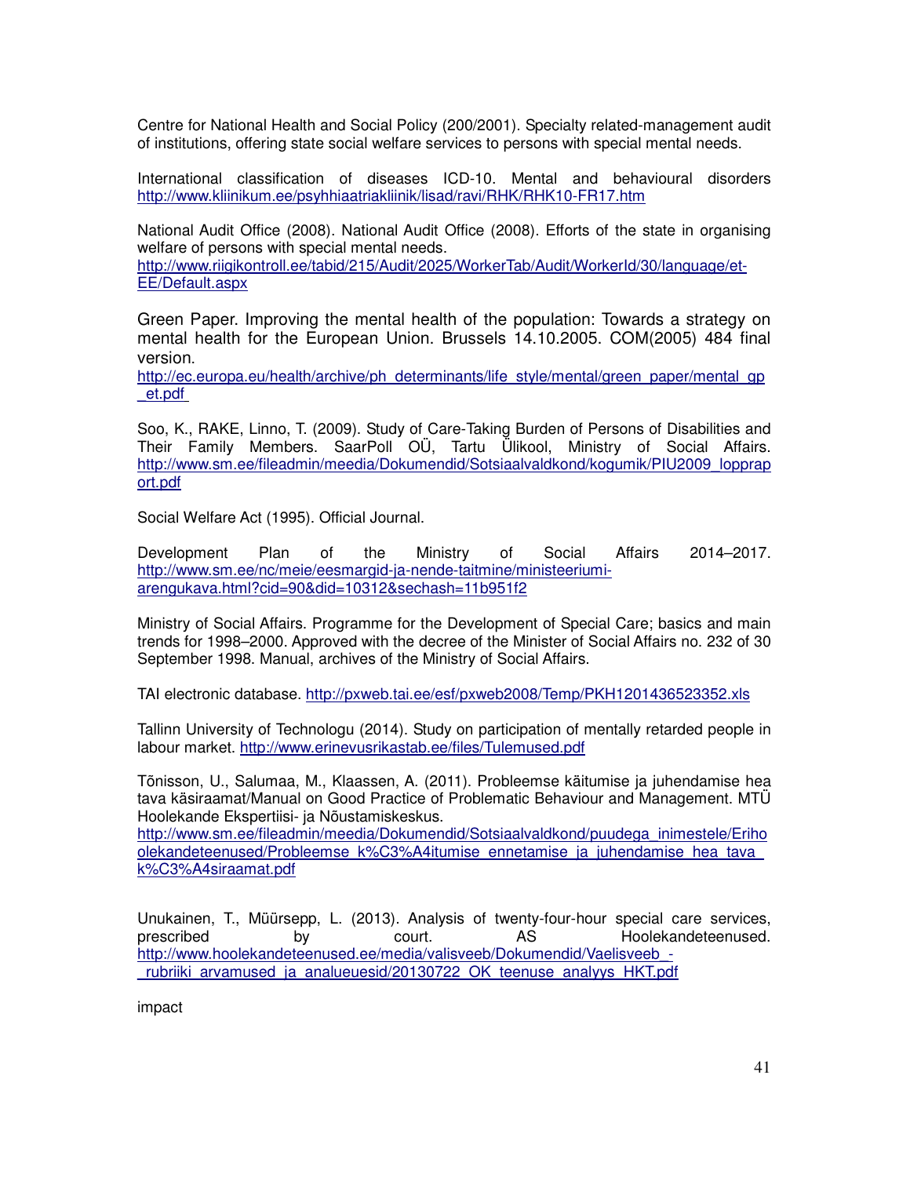Centre for National Health and Social Policy (200/2001). Specialty related-management audit of institutions, offering state social welfare services to persons with special mental needs.

International classification of diseases ICD-10. Mental and behavioural disorders http://www.kliinikum.ee/psyhhiaatriakliinik/lisad/ravi/RHK/RHK10-FR17.htm

National Audit Office (2008). National Audit Office (2008). Efforts of the state in organising welfare of persons with special mental needs.
http://www.riigikontroll.ee/tabid/215/Audit/2025/WorkerTab/Audit/WorkerId/30/language/et-EE/Default.aspx

Green Paper. Improving the mental health of the population: Towards a strategy on mental health for the European Union. Brussels 14.10.2005. COM(2005) 484 final version.
http://ec.europa.eu/health/archive/ph_determinants/life_style/mental/green_paper/mental_gp_et.pdf

Soo, K., RAKE, Linno, T. (2009). Study of Care-Taking Burden of Persons of Disabilities and Their Family Members. SaarPoll OÜ, Tartu Ülikool, Ministry of Social Affairs. http://www.sm.ee/fileadmin/meedia/Dokumendid/Sotsiaalvaldkond/kogumik/PIU2009_lopparaport.pdf

Social Welfare Act (1995). Official Journal.

Development Plan of the Ministry of Social Affairs 2014–2017. http://www.sm.ee/nc/meie/eesmargid-ja-nende-taitmine/ministeeriumi-arengukava.html?cid=90&did=10312&sechash=11b951f2

Ministry of Social Affairs. Programme for the Development of Special Care; basics and main trends for 1998–2000. Approved with the decree of the Minister of Social Affairs no. 232 of 30 September 1998. Manual, archives of the Ministry of Social Affairs.

TAI electronic database. http://pxweb.tai.ee/esf/pxweb2008/Temp/PKH1201436523352.xls

Tallinn University of Technologu (2014). Study on participation of mentally retarded people in labour market. http://www.erinevusrikastab.ee/files/Tulemused.pdf

Tõnisson, U., Salumaa, M., Klaassen, A. (2011). Probleemse käitumise ja juhendamise hea tava käsiraamat/Manual on Good Practice of Problematic Behaviour and Management. MTÜ Hoolekande Ekspertiisi- ja Nõustamiskeskus.
http://www.sm.ee/fileadmin/meedia/Dokumendid/Sotsiaalvaldkond/puudega_inimestele/Erihoolekandeteenused/Probleemse_k%C3%A4itumise_ennetamise_ja_juhendamise_hea_tava_k%C3%A4siraamat.pdf

Unukainen, T., Müürsepp, L. (2013). Analysis of twenty-four-hour special care services, prescribed by court. AS Hoolekandeteenused. http://www.hoolekandeteenused.ee/media/valisveeb/Dokumendid/Vaelisveeb_-_rubriiki_arvamused_ja_analueuesid/20130722_OK_teenuse_analyys_HKT.pdf

impact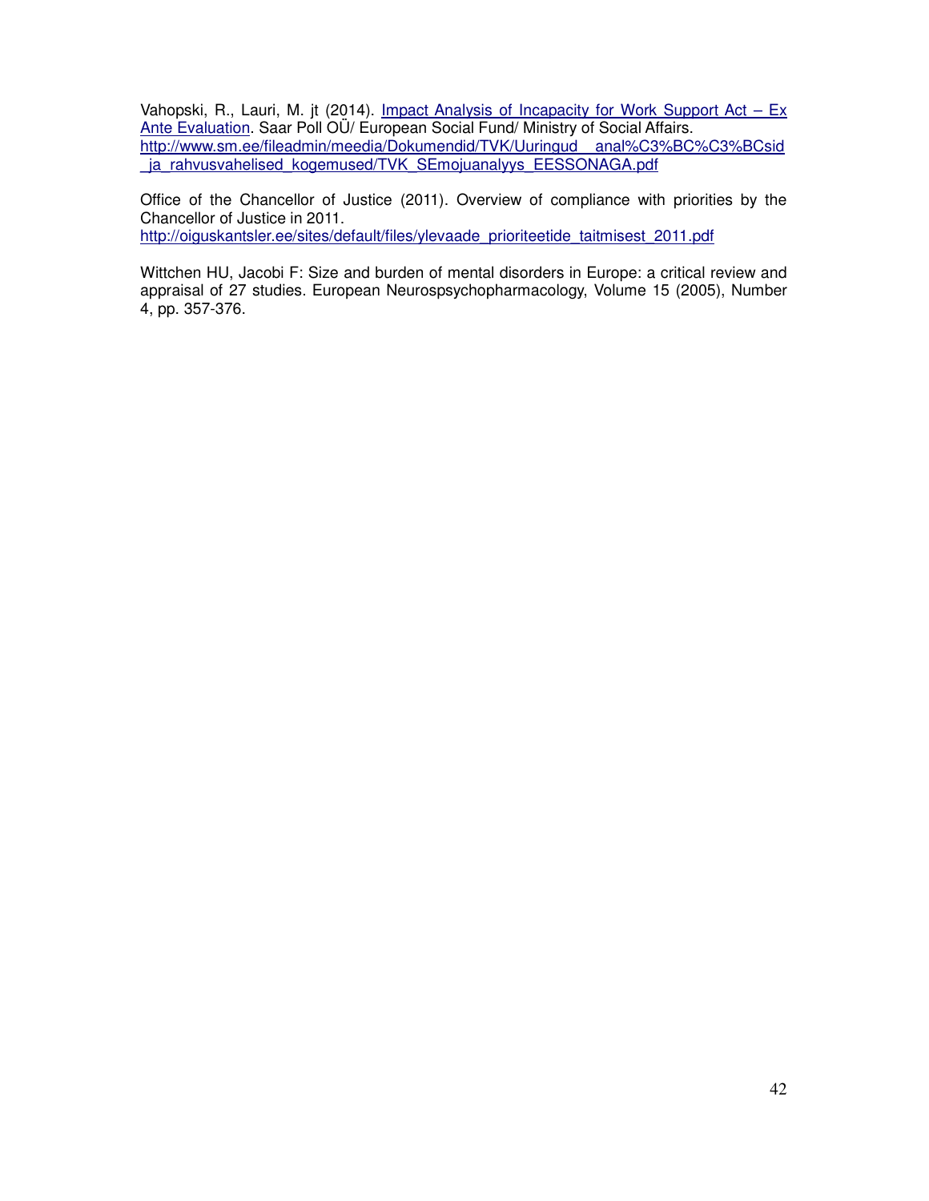Vahopski, R., Lauri, M. jt (2014). [Impact Analysis of Incapacity for Work Support Act – Ex Ante Evaluation](http://www.sm.ee/fileadmin/meedia/Dokumendid/TVK/Uuringud__anal%C3%BC%C3%BCsid_ja_rahvusvahelised_kogemused/TVK_SEmojuanalyys_EESSONAGA.pdf). Saar Poll OÜ/ European Social Fund/ Ministry of Social Affairs.
http://www.sm.ee/fileadmin/meedia/Dokumendid/TVK/Uuringud__anal%C3%BC%C3%BCsid_ja_rahvusvahelised_kogemused/TVK_SEmojuanalyys_EESSONAGA.pdf

Office of the Chancellor of Justice (2011). Overview of compliance with priorities by the Chancellor of Justice in 2011.
http://oiguskantsler.ee/sites/default/files/ylevaade_prioriteetide_taitmisest_2011.pdf

Wittchen HU, Jacobi F: Size and burden of mental disorders in Europe: a critical review and appraisal of 27 studies. European Neurospsychopharmacology, Volume 15 (2005), Number 4, pp. 357-376.